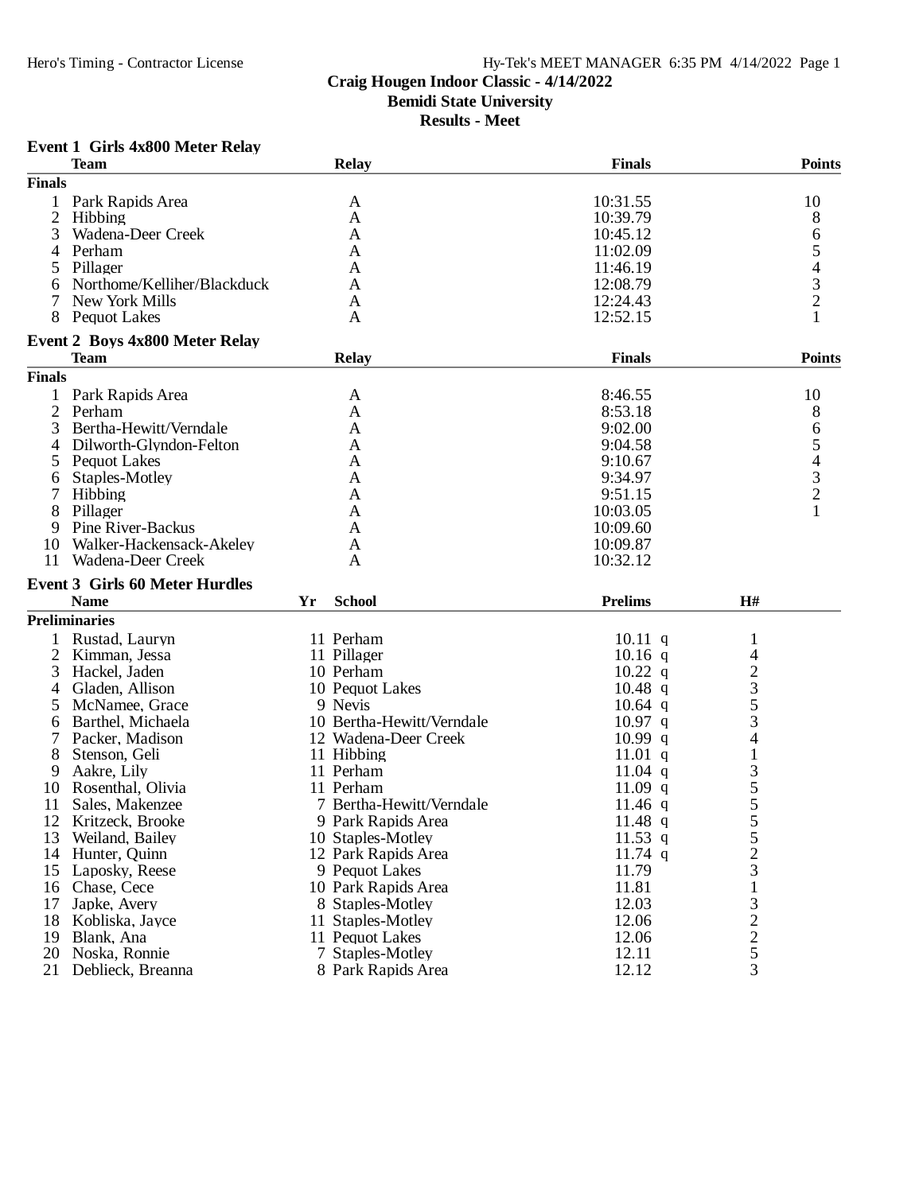Craig Hougen Indoor Classic - 4/14/2022
Bemidi State University
Results - Meet

## Event 1 Girls 4x800 Meter Relay

| | Team | Relay | Finals | Points |
|---|---|---|---|---|
| **Finals** | | | | |
| 1 | Park Rapids Area | A | 10:31.55 | 10 |
| 2 | Hibbing | A | 10:39.79 | 8 |
| 3 | Wadena-Deer Creek | A | 10:45.12 | 6 |
| 4 | Perham | A | 11:02.09 | 5 |
| 5 | Pillager | A | 11:46.19 | 4 |
| 6 | Northome/Kelliher/Blackduck | A | 12:08.79 | 3 |
| 7 | New York Mills | A | 12:24.43 | 2 |
| 8 | Pequot Lakes | A | 12:52.15 | 1 |

## Event 2 Boys 4x800 Meter Relay

| | Team | Relay | Finals | Points |
|---|---|---|---|---|
| **Finals** | | | | |
| 1 | Park Rapids Area | A | 8:46.55 | 10 |
| 2 | Perham | A | 8:53.18 | 8 |
| 3 | Bertha-Hewitt/Verndale | A | 9:02.00 | 6 |
| 4 | Dilworth-Glyndon-Felton | A | 9:04.58 | 5 |
| 5 | Pequot Lakes | A | 9:10.67 | 4 |
| 6 | Staples-Motley | A | 9:34.97 | 3 |
| 7 | Hibbing | A | 9:51.15 | 2 |
| 8 | Pillager | A | 10:03.05 | 1 |
| 9 | Pine River-Backus | A | 10:09.60 | |
| 10 | Walker-Hackensack-Akeley | A | 10:09.87 | |
| 11 | Wadena-Deer Creek | A | 10:32.12 | |

## Event 3 Girls 60 Meter Hurdles

| | Name | Yr | School | Prelims | H# |
|---|---|---|---|---|---|
| **Preliminaries** | | | | | |
| 1 | Rustad, Lauryn | 11 | Perham | 10.11 q | 1 |
| 2 | Kimman, Jessa | 11 | Pillager | 10.16 q | 4 |
| 3 | Hackel, Jaden | 10 | Perham | 10.22 q | 2 |
| 4 | Gladen, Allison | 10 | Pequot Lakes | 10.48 q | 3 |
| 5 | McNamee, Grace | 9 | Nevis | 10.64 q | 5 |
| 6 | Barthel, Michaela | 10 | Bertha-Hewitt/Verndale | 10.97 q | 3 |
| 7 | Packer, Madison | 12 | Wadena-Deer Creek | 10.99 q | 4 |
| 8 | Stenson, Geli | 11 | Hibbing | 11.01 q | 1 |
| 9 | Aakre, Lily | 11 | Perham | 11.04 q | 3 |
| 10 | Rosenthal, Olivia | 11 | Perham | 11.09 q | 5 |
| 11 | Sales, Makenzee | 7 | Bertha-Hewitt/Verndale | 11.46 q | 5 |
| 12 | Kritzeck, Brooke | 9 | Park Rapids Area | 11.48 q | 5 |
| 13 | Weiland, Bailey | 10 | Staples-Motley | 11.53 q | 5 |
| 14 | Hunter, Quinn | 12 | Park Rapids Area | 11.74 q | 2 |
| 15 | Laposky, Reese | 9 | Pequot Lakes | 11.79 | 3 |
| 16 | Chase, Cece | 10 | Park Rapids Area | 11.81 | 1 |
| 17 | Japke, Avery | 8 | Staples-Motley | 12.03 | 3 |
| 18 | Kobliska, Jayce | 11 | Staples-Motley | 12.06 | 2 |
| 19 | Blank, Ana | 11 | Pequot Lakes | 12.06 | 2 |
| 20 | Noska, Ronnie | 7 | Staples-Motley | 12.11 | 5 |
| 21 | Deblieck, Breanna | 8 | Park Rapids Area | 12.12 | 3 |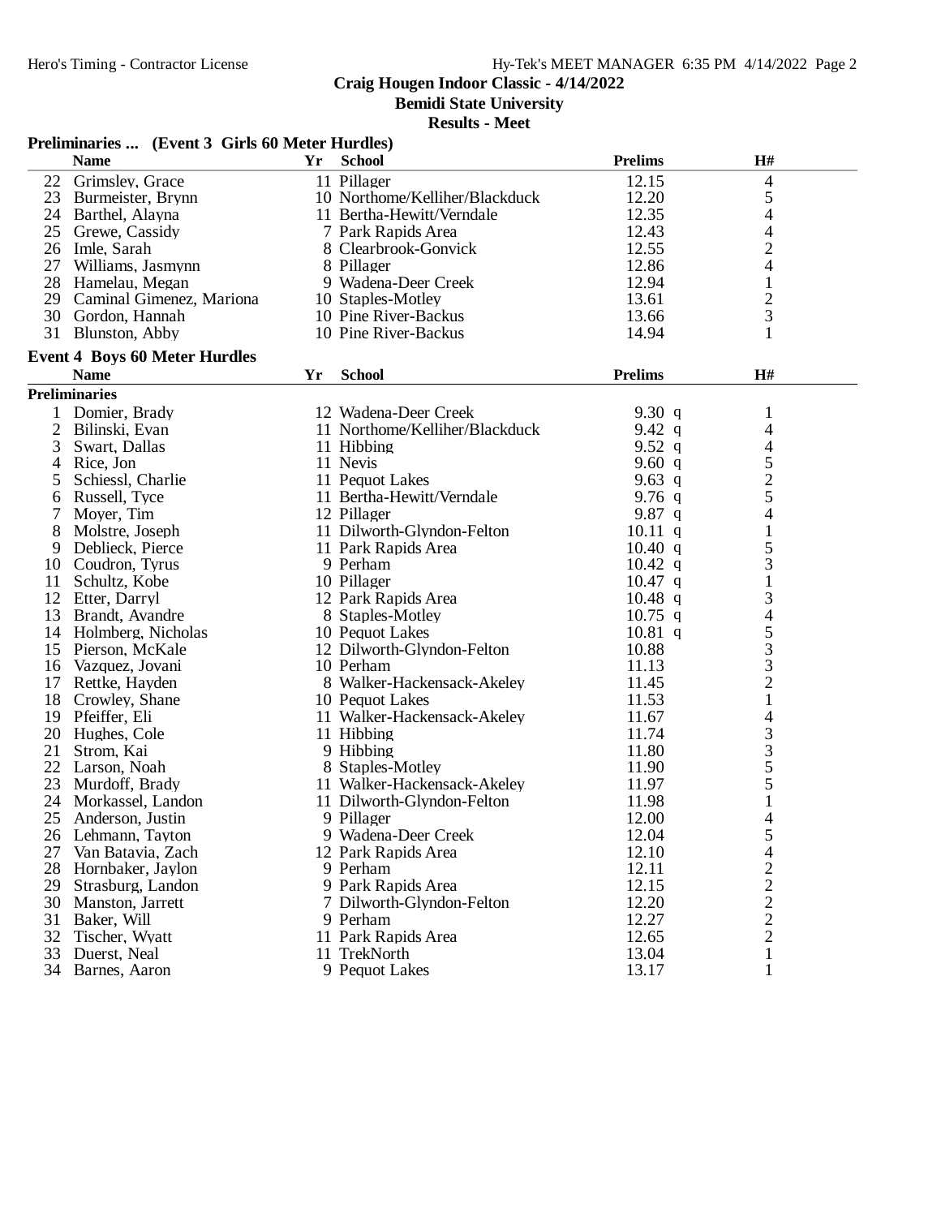# Craig Hougen Indoor Classic - 4/14/2022

## Bemidi State University

### Results - Meet

**Preliminaries ... (Event 3 Girls 60 Meter Hurdles)**

| | Name | Yr | School | Prelims | H# |
|---|---|---|---|---|---|
| 22 | Grimsley, Grace | 11 | Pillager | 12.15 | 4 |
| 23 | Burmeister, Brynn | 10 | Northome/Kelliher/Blackduck | 12.20 | 5 |
| 24 | Barthel, Alayna | 11 | Bertha-Hewitt/Verndale | 12.35 | 4 |
| 25 | Grewe, Cassidy | 7 | Park Rapids Area | 12.43 | 4 |
| 26 | Imle, Sarah | 8 | Clearbrook-Gonvick | 12.55 | 2 |
| 27 | Williams, Jasmynn | 8 | Pillager | 12.86 | 4 |
| 28 | Hamelau, Megan | 9 | Wadena-Deer Creek | 12.94 | 1 |
| 29 | Caminal Gimenez, Mariona | 10 | Staples-Motley | 13.61 | 2 |
| 30 | Gordon, Hannah | 10 | Pine River-Backus | 13.66 | 3 |
| 31 | Blunston, Abby | 10 | Pine River-Backus | 14.94 | 1 |

**Event 4 Boys 60 Meter Hurdles**

| | Name | Yr | School | Prelims | H# |
|---|---|---|---|---|---|
| **Preliminaries** | | | | | |
| 1 | Domier, Brady | 12 | Wadena-Deer Creek | 9.30 q | 1 |
| 2 | Bilinski, Evan | 11 | Northome/Kelliher/Blackduck | 9.42 q | 4 |
| 3 | Swart, Dallas | 11 | Hibbing | 9.52 q | 4 |
| 4 | Rice, Jon | 11 | Nevis | 9.60 q | 5 |
| 5 | Schiessl, Charlie | 11 | Pequot Lakes | 9.63 q | 2 |
| 6 | Russell, Tyce | 11 | Bertha-Hewitt/Verndale | 9.76 q | 5 |
| 7 | Moyer, Tim | 12 | Pillager | 9.87 q | 4 |
| 8 | Molstre, Joseph | 11 | Dilworth-Glyndon-Felton | 10.11 q | 1 |
| 9 | Deblieck, Pierce | 11 | Park Rapids Area | 10.40 q | 5 |
| 10 | Coudron, Tyrus | 9 | Perham | 10.42 q | 3 |
| 11 | Schultz, Kobe | 10 | Pillager | 10.47 q | 1 |
| 12 | Etter, Darryl | 12 | Park Rapids Area | 10.48 q | 3 |
| 13 | Brandt, Avandre | 8 | Staples-Motley | 10.75 q | 4 |
| 14 | Holmberg, Nicholas | 10 | Pequot Lakes | 10.81 q | 5 |
| 15 | Pierson, McKale | 12 | Dilworth-Glyndon-Felton | 10.88 | 3 |
| 16 | Vazquez, Jovani | 10 | Perham | 11.13 | 3 |
| 17 | Rettke, Hayden | 8 | Walker-Hackensack-Akeley | 11.45 | 2 |
| 18 | Crowley, Shane | 10 | Pequot Lakes | 11.53 | 1 |
| 19 | Pfeiffer, Eli | 11 | Walker-Hackensack-Akeley | 11.67 | 4 |
| 20 | Hughes, Cole | 11 | Hibbing | 11.74 | 3 |
| 21 | Strom, Kai | 9 | Hibbing | 11.80 | 3 |
| 22 | Larson, Noah | 8 | Staples-Motley | 11.90 | 5 |
| 23 | Murdoff, Brady | 11 | Walker-Hackensack-Akeley | 11.97 | 5 |
| 24 | Morkassel, Landon | 11 | Dilworth-Glyndon-Felton | 11.98 | 1 |
| 25 | Anderson, Justin | 9 | Pillager | 12.00 | 4 |
| 26 | Lehmann, Tayton | 9 | Wadena-Deer Creek | 12.04 | 5 |
| 27 | Van Batavia, Zach | 12 | Park Rapids Area | 12.10 | 4 |
| 28 | Hornbaker, Jaylon | 9 | Perham | 12.11 | 2 |
| 29 | Strasburg, Landon | 9 | Park Rapids Area | 12.15 | 2 |
| 30 | Manston, Jarrett | 7 | Dilworth-Glyndon-Felton | 12.20 | 2 |
| 31 | Baker, Will | 9 | Perham | 12.27 | 2 |
| 32 | Tischer, Wyatt | 11 | Park Rapids Area | 12.65 | 2 |
| 33 | Duerst, Neal | 11 | TrekNorth | 13.04 | 1 |
| 34 | Barnes, Aaron | 9 | Pequot Lakes | 13.17 | 1 |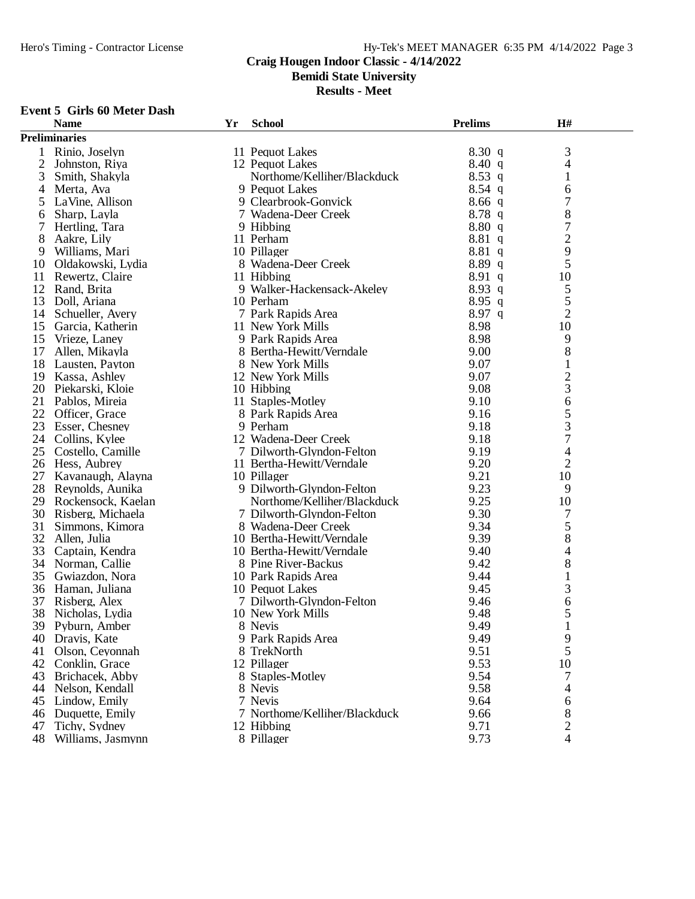Craig Hougen Indoor Classic - 4/14/2022

Bemidi State University

Results - Meet

### Event 5 Girls 60 Meter Dash

| | Name | Yr | School | Prelims | H# |
|---|---|---|---|---|---|
| **Preliminaries** | | | | | |
| 1 | Rinio, Joselyn | 11 | Pequot Lakes | 8.30 q | 3 |
| 2 | Johnston, Riya | 12 | Pequot Lakes | 8.40 q | 4 |
| 3 | Smith, Shakyla | | Northome/Kelliher/Blackduck | 8.53 q | 1 |
| 4 | Merta, Ava | 9 | Pequot Lakes | 8.54 q | 6 |
| 5 | LaVine, Allison | 9 | Clearbrook-Gonvick | 8.66 q | 7 |
| 6 | Sharp, Layla | 7 | Wadena-Deer Creek | 8.78 q | 8 |
| 7 | Hertling, Tara | 9 | Hibbing | 8.80 q | 7 |
| 8 | Aakre, Lily | 11 | Perham | 8.81 q | 2 |
| 9 | Williams, Mari | 10 | Pillager | 8.81 q | 9 |
| 10 | Oldakowski, Lydia | 8 | Wadena-Deer Creek | 8.89 q | 5 |
| 11 | Rewertz, Claire | 11 | Hibbing | 8.91 q | 10 |
| 12 | Rand, Brita | 9 | Walker-Hackensack-Akeley | 8.93 q | 5 |
| 13 | Doll, Ariana | 10 | Perham | 8.95 q | 5 |
| 14 | Schueller, Avery | 7 | Park Rapids Area | 8.97 q | 2 |
| 15 | Garcia, Katherin | 11 | New York Mills | 8.98 | 10 |
| 15 | Vrieze, Laney | 9 | Park Rapids Area | 8.98 | 9 |
| 17 | Allen, Mikayla | 8 | Bertha-Hewitt/Verndale | 9.00 | 8 |
| 18 | Lausten, Payton | 8 | New York Mills | 9.07 | 1 |
| 19 | Kassa, Ashley | 12 | New York Mills | 9.07 | 2 |
| 20 | Piekarski, Kloie | 10 | Hibbing | 9.08 | 3 |
| 21 | Pablos, Mireia | 11 | Staples-Motley | 9.10 | 6 |
| 22 | Officer, Grace | 8 | Park Rapids Area | 9.16 | 5 |
| 23 | Esser, Chesney | 9 | Perham | 9.18 | 3 |
| 24 | Collins, Kylee | 12 | Wadena-Deer Creek | 9.18 | 7 |
| 25 | Costello, Camille | 7 | Dilworth-Glyndon-Felton | 9.19 | 4 |
| 26 | Hess, Aubrey | 11 | Bertha-Hewitt/Verndale | 9.20 | 2 |
| 27 | Kavanaugh, Alayna | 10 | Pillager | 9.21 | 10 |
| 28 | Reynolds, Aunika | 9 | Dilworth-Glyndon-Felton | 9.23 | 9 |
| 29 | Rockensock, Kaelan | | Northome/Kelliher/Blackduck | 9.25 | 10 |
| 30 | Risberg, Michaela | 7 | Dilworth-Glyndon-Felton | 9.30 | 7 |
| 31 | Simmons, Kimora | 8 | Wadena-Deer Creek | 9.34 | 5 |
| 32 | Allen, Julia | 10 | Bertha-Hewitt/Verndale | 9.39 | 8 |
| 33 | Captain, Kendra | 10 | Bertha-Hewitt/Verndale | 9.40 | 4 |
| 34 | Norman, Callie | 8 | Pine River-Backus | 9.42 | 8 |
| 35 | Gwiazdon, Nora | 10 | Park Rapids Area | 9.44 | 1 |
| 36 | Haman, Juliana | 10 | Pequot Lakes | 9.45 | 3 |
| 37 | Risberg, Alex | 7 | Dilworth-Glyndon-Felton | 9.46 | 6 |
| 38 | Nicholas, Lydia | 10 | New York Mills | 9.48 | 5 |
| 39 | Pyburn, Amber | 8 | Nevis | 9.49 | 1 |
| 40 | Dravis, Kate | 9 | Park Rapids Area | 9.49 | 9 |
| 41 | Olson, Ceyonnah | 8 | TrekNorth | 9.51 | 5 |
| 42 | Conklin, Grace | 12 | Pillager | 9.53 | 10 |
| 43 | Brichacek, Abby | 8 | Staples-Motley | 9.54 | 7 |
| 44 | Nelson, Kendall | 8 | Nevis | 9.58 | 4 |
| 45 | Lindow, Emily | 7 | Nevis | 9.64 | 6 |
| 46 | Duquette, Emily | 7 | Northome/Kelliher/Blackduck | 9.66 | 8 |
| 47 | Tichy, Sydney | 12 | Hibbing | 9.71 | 2 |
| 48 | Williams, Jasmynn | 8 | Pillager | 9.73 | 4 |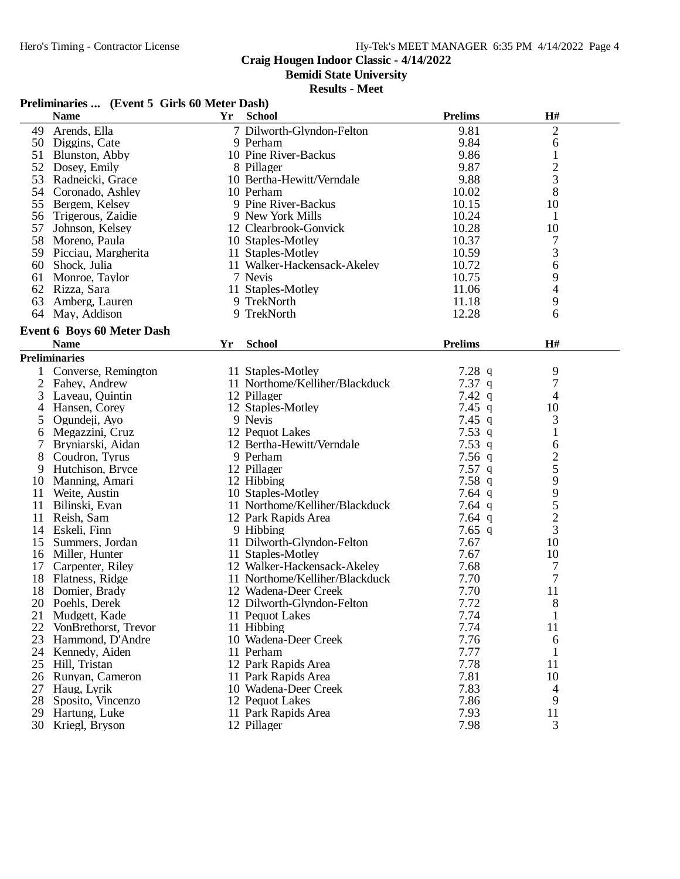Craig Hougen Indoor Classic - 4/14/2022

Bemidi State University

Results - Meet

## Preliminaries ... (Event 5 Girls 60 Meter Dash)

| | Name | Yr | School | Prelims | H# |
|---|---|---|---|---|---|
| 49 | Arends, Ella | 7 | Dilworth-Glyndon-Felton | 9.81 | 2 |
| 50 | Diggins, Cate | 9 | Perham | 9.84 | 6 |
| 51 | Blunston, Abby | 10 | Pine River-Backus | 9.86 | 1 |
| 52 | Dosey, Emily | 8 | Pillager | 9.87 | 2 |
| 53 | Radneicki, Grace | 10 | Bertha-Hewitt/Verndale | 9.88 | 3 |
| 54 | Coronado, Ashley | 10 | Perham | 10.02 | 8 |
| 55 | Bergem, Kelsey | 9 | Pine River-Backus | 10.15 | 10 |
| 56 | Trigerous, Zaidie | 9 | New York Mills | 10.24 | 1 |
| 57 | Johnson, Kelsey | 12 | Clearbrook-Gonvick | 10.28 | 10 |
| 58 | Moreno, Paula | 10 | Staples-Motley | 10.37 | 7 |
| 59 | Picciau, Margherita | 11 | Staples-Motley | 10.59 | 3 |
| 60 | Shock, Julia | 11 | Walker-Hackensack-Akeley | 10.72 | 6 |
| 61 | Monroe, Taylor | 7 | Nevis | 10.75 | 9 |
| 62 | Rizza, Sara | 11 | Staples-Motley | 11.06 | 4 |
| 63 | Amberg, Lauren | 9 | TrekNorth | 11.18 | 9 |
| 64 | May, Addison | 9 | TrekNorth | 12.28 | 6 |

## Event 6 Boys 60 Meter Dash

| | Name | Yr | School | Prelims | H# |
|---|---|---|---|---|---|
| **Preliminaries** | | | | | |
| 1 | Converse, Remington | 11 | Staples-Motley | 7.28 q | 9 |
| 2 | Fahey, Andrew | 11 | Northome/Kelliher/Blackduck | 7.37 q | 7 |
| 3 | Laveau, Quintin | 12 | Pillager | 7.42 q | 4 |
| 4 | Hansen, Corey | 12 | Staples-Motley | 7.45 q | 10 |
| 5 | Ogundeji, Ayo | 9 | Nevis | 7.45 q | 3 |
| 6 | Megazzini, Cruz | 12 | Pequot Lakes | 7.53 q | 1 |
| 7 | Bryniarski, Aidan | 12 | Bertha-Hewitt/Verndale | 7.53 q | 6 |
| 8 | Coudron, Tyrus | 9 | Perham | 7.56 q | 2 |
| 9 | Hutchison, Bryce | 12 | Pillager | 7.57 q | 5 |
| 10 | Manning, Amari | 12 | Hibbing | 7.58 q | 9 |
| 11 | Weite, Austin | 10 | Staples-Motley | 7.64 q | 9 |
| 11 | Bilinski, Evan | 11 | Northome/Kelliher/Blackduck | 7.64 q | 5 |
| 11 | Reish, Sam | 12 | Park Rapids Area | 7.64 q | 2 |
| 14 | Eskeli, Finn | 9 | Hibbing | 7.65 q | 3 |
| 15 | Summers, Jordan | 11 | Dilworth-Glyndon-Felton | 7.67 | 10 |
| 16 | Miller, Hunter | 11 | Staples-Motley | 7.67 | 10 |
| 17 | Carpenter, Riley | 12 | Walker-Hackensack-Akeley | 7.68 | 7 |
| 18 | Flatness, Ridge | 11 | Northome/Kelliher/Blackduck | 7.70 | 7 |
| 18 | Domier, Brady | 12 | Wadena-Deer Creek | 7.70 | 11 |
| 20 | Poehls, Derek | 12 | Dilworth-Glyndon-Felton | 7.72 | 8 |
| 21 | Mudgett, Kade | 11 | Pequot Lakes | 7.74 | 1 |
| 22 | VonBrethorst, Trevor | 11 | Hibbing | 7.74 | 11 |
| 23 | Hammond, D'Andre | 10 | Wadena-Deer Creek | 7.76 | 6 |
| 24 | Kennedy, Aiden | 11 | Perham | 7.77 | 1 |
| 25 | Hill, Tristan | 12 | Park Rapids Area | 7.78 | 11 |
| 26 | Runyan, Cameron | 11 | Park Rapids Area | 7.81 | 10 |
| 27 | Haug, Lyrik | 10 | Wadena-Deer Creek | 7.83 | 4 |
| 28 | Sposito, Vincenzo | 12 | Pequot Lakes | 7.86 | 9 |
| 29 | Hartung, Luke | 11 | Park Rapids Area | 7.93 | 11 |
| 30 | Kriegl, Bryson | 12 | Pillager | 7.98 | 3 |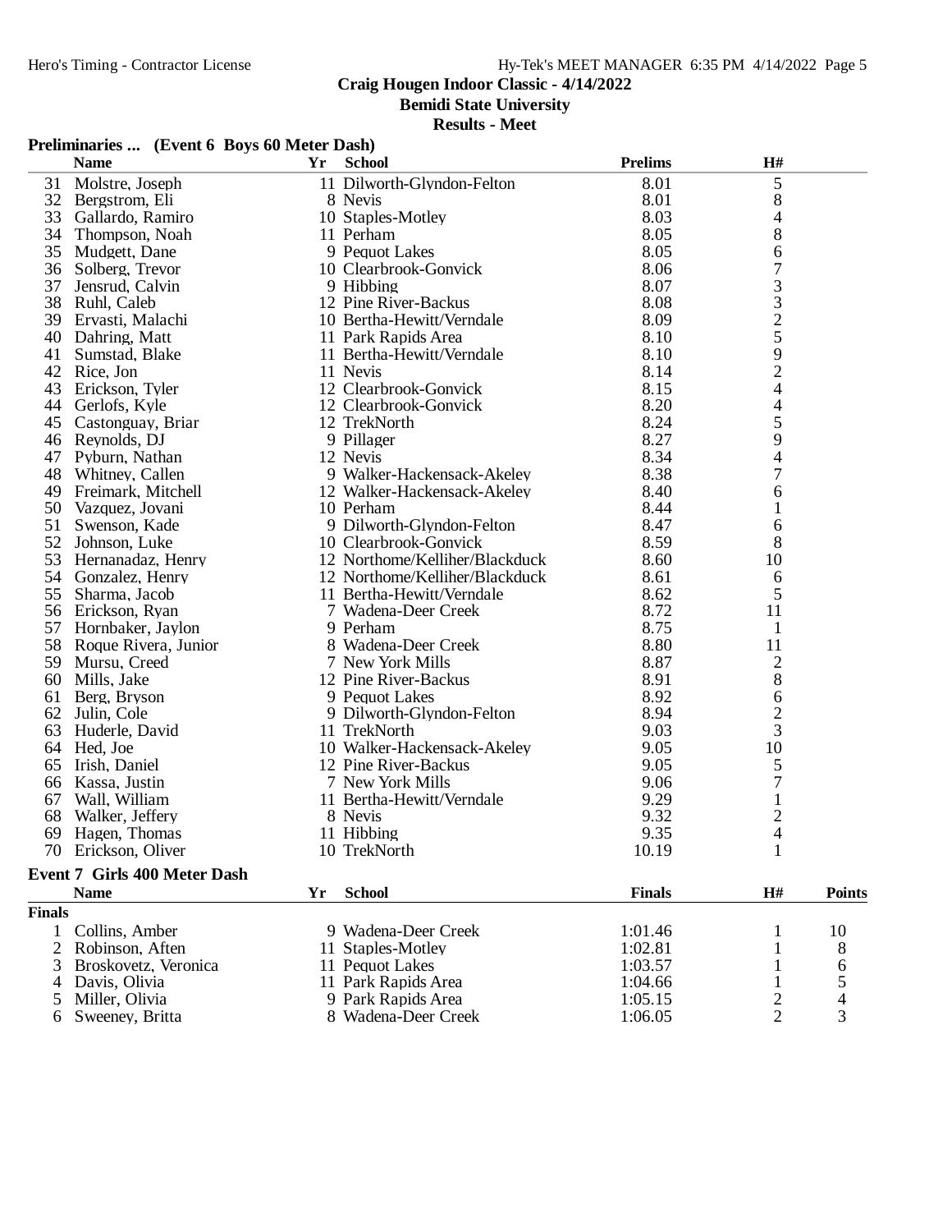# Craig Hougen Indoor Classic - 4/14/2022

**Bemidi State University**

**Results - Meet**

### Preliminaries ... (Event 6 Boys 60 Meter Dash)

| | Name | Yr | School | Prelims | H# |
|---|---|---|---|---|---|
| 31 | Molstre, Joseph | 11 | Dilworth-Glyndon-Felton | 8.01 | 5 |
| 32 | Bergstrom, Eli | 8 | Nevis | 8.01 | 8 |
| 33 | Gallardo, Ramiro | 10 | Staples-Motley | 8.03 | 4 |
| 34 | Thompson, Noah | 11 | Perham | 8.05 | 8 |
| 35 | Mudgett, Dane | 9 | Pequot Lakes | 8.05 | 6 |
| 36 | Solberg, Trevor | 10 | Clearbrook-Gonvick | 8.06 | 7 |
| 37 | Jensrud, Calvin | 9 | Hibbing | 8.07 | 3 |
| 38 | Ruhl, Caleb | 12 | Pine River-Backus | 8.08 | 3 |
| 39 | Ervasti, Malachi | 10 | Bertha-Hewitt/Verndale | 8.09 | 2 |
| 40 | Dahring, Matt | 11 | Park Rapids Area | 8.10 | 5 |
| 41 | Sumstad, Blake | 11 | Bertha-Hewitt/Verndale | 8.10 | 9 |
| 42 | Rice, Jon | 11 | Nevis | 8.14 | 2 |
| 43 | Erickson, Tyler | 12 | Clearbrook-Gonvick | 8.15 | 4 |
| 44 | Gerlofs, Kyle | 12 | Clearbrook-Gonvick | 8.20 | 4 |
| 45 | Castonguay, Briar | 12 | TrekNorth | 8.24 | 5 |
| 46 | Reynolds, DJ | 9 | Pillager | 8.27 | 9 |
| 47 | Pyburn, Nathan | 12 | Nevis | 8.34 | 4 |
| 48 | Whitney, Callen | 9 | Walker-Hackensack-Akeley | 8.38 | 7 |
| 49 | Freimark, Mitchell | 12 | Walker-Hackensack-Akeley | 8.40 | 6 |
| 50 | Vazquez, Jovani | 10 | Perham | 8.44 | 1 |
| 51 | Swenson, Kade | 9 | Dilworth-Glyndon-Felton | 8.47 | 6 |
| 52 | Johnson, Luke | 10 | Clearbrook-Gonvick | 8.59 | 8 |
| 53 | Hernanadaz, Henry | 12 | Northome/Kelliher/Blackduck | 8.60 | 10 |
| 54 | Gonzalez, Henry | 12 | Northome/Kelliher/Blackduck | 8.61 | 6 |
| 55 | Sharma, Jacob | 11 | Bertha-Hewitt/Verndale | 8.62 | 5 |
| 56 | Erickson, Ryan | 7 | Wadena-Deer Creek | 8.72 | 11 |
| 57 | Hornbaker, Jaylon | 9 | Perham | 8.75 | 1 |
| 58 | Roque Rivera, Junior | 8 | Wadena-Deer Creek | 8.80 | 11 |
| 59 | Mursu, Creed | 7 | New York Mills | 8.87 | 2 |
| 60 | Mills, Jake | 12 | Pine River-Backus | 8.91 | 8 |
| 61 | Berg, Bryson | 9 | Pequot Lakes | 8.92 | 6 |
| 62 | Julin, Cole | 9 | Dilworth-Glyndon-Felton | 8.94 | 2 |
| 63 | Huderle, David | 11 | TrekNorth | 9.03 | 3 |
| 64 | Hed, Joe | 10 | Walker-Hackensack-Akeley | 9.05 | 10 |
| 65 | Irish, Daniel | 12 | Pine River-Backus | 9.05 | 5 |
| 66 | Kassa, Justin | 7 | New York Mills | 9.06 | 7 |
| 67 | Wall, William | 11 | Bertha-Hewitt/Verndale | 9.29 | 1 |
| 68 | Walker, Jeffery | 8 | Nevis | 9.32 | 2 |
| 69 | Hagen, Thomas | 11 | Hibbing | 9.35 | 4 |
| 70 | Erickson, Oliver | 10 | TrekNorth | 10.19 | 1 |

### Event 7 Girls 400 Meter Dash

| | Name | Yr | School | Finals | H# | Points |
|---|---|---|---|---|---|---|
| **Finals** | | | | | | |
| 1 | Collins, Amber | 9 | Wadena-Deer Creek | 1:01.46 | 1 | 10 |
| 2 | Robinson, Aften | 11 | Staples-Motley | 1:02.81 | 1 | 8 |
| 3 | Broskovetz, Veronica | 11 | Pequot Lakes | 1:03.57 | 1 | 6 |
| 4 | Davis, Olivia | 11 | Park Rapids Area | 1:04.66 | 1 | 5 |
| 5 | Miller, Olivia | 9 | Park Rapids Area | 1:05.15 | 2 | 4 |
| 6 | Sweeney, Britta | 8 | Wadena-Deer Creek | 1:06.05 | 2 | 3 |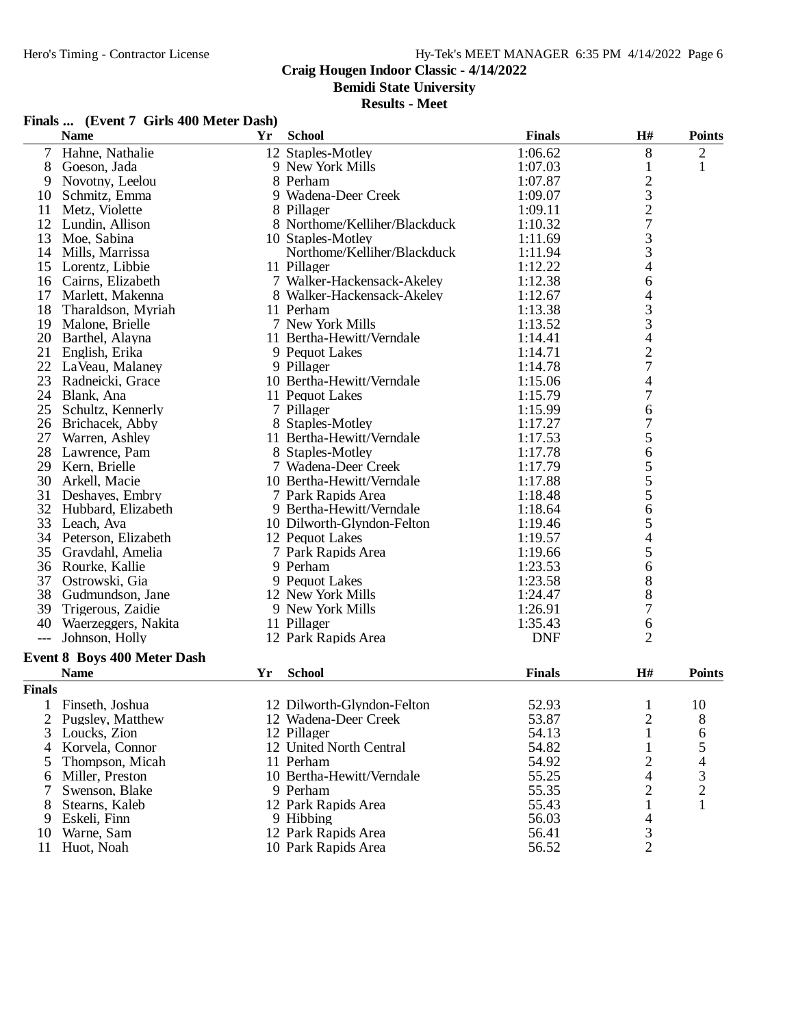# Craig Hougen Indoor Classic - 4/14/2022

**Bemidi State University**

**Results - Meet**

### Finals ... (Event 7 Girls 400 Meter Dash)

| | Name | Yr | School | Finals | H# | Points |
|---|---|---|---|---|---|---|
| 7 | Hahne, Nathalie | 12 | Staples-Motley | 1:06.62 | 8 | 2 |
| 8 | Goeson, Jada | 9 | New York Mills | 1:07.03 | 1 | 1 |
| 9 | Novotny, Leelou | 8 | Perham | 1:07.87 | 2 | |
| 10 | Schmitz, Emma | 9 | Wadena-Deer Creek | 1:09.07 | 3 | |
| 11 | Metz, Violette | 8 | Pillager | 1:09.11 | 2 | |
| 12 | Lundin, Allison | 8 | Northome/Kelliher/Blackduck | 1:10.32 | 7 | |
| 13 | Moe, Sabina | 10 | Staples-Motley | 1:11.69 | 3 | |
| 14 | Mills, Marrissa | | Northome/Kelliher/Blackduck | 1:11.94 | 3 | |
| 15 | Lorentz, Libbie | 11 | Pillager | 1:12.22 | 4 | |
| 16 | Cairns, Elizabeth | 7 | Walker-Hackensack-Akeley | 1:12.38 | 6 | |
| 17 | Marlett, Makenna | 8 | Walker-Hackensack-Akeley | 1:12.67 | 4 | |
| 18 | Tharaldson, Myriah | 11 | Perham | 1:13.38 | 3 | |
| 19 | Malone, Brielle | 7 | New York Mills | 1:13.52 | 3 | |
| 20 | Barthel, Alayna | 11 | Bertha-Hewitt/Verndale | 1:14.41 | 4 | |
| 21 | English, Erika | 9 | Pequot Lakes | 1:14.71 | 2 | |
| 22 | LaVeau, Malaney | 9 | Pillager | 1:14.78 | 7 | |
| 23 | Radneicki, Grace | 10 | Bertha-Hewitt/Verndale | 1:15.06 | 4 | |
| 24 | Blank, Ana | 11 | Pequot Lakes | 1:15.79 | 7 | |
| 25 | Schultz, Kennerly | 7 | Pillager | 1:15.99 | 6 | |
| 26 | Brichacek, Abby | 8 | Staples-Motley | 1:17.27 | 7 | |
| 27 | Warren, Ashley | 11 | Bertha-Hewitt/Verndale | 1:17.53 | 5 | |
| 28 | Lawrence, Pam | 8 | Staples-Motley | 1:17.78 | 6 | |
| 29 | Kern, Brielle | 7 | Wadena-Deer Creek | 1:17.79 | 5 | |
| 30 | Arkell, Macie | 10 | Bertha-Hewitt/Verndale | 1:17.88 | 5 | |
| 31 | Deshayes, Embry | 7 | Park Rapids Area | 1:18.48 | 5 | |
| 32 | Hubbard, Elizabeth | 9 | Bertha-Hewitt/Verndale | 1:18.64 | 6 | |
| 33 | Leach, Ava | 10 | Dilworth-Glyndon-Felton | 1:19.46 | 5 | |
| 34 | Peterson, Elizabeth | 12 | Pequot Lakes | 1:19.57 | 4 | |
| 35 | Graydahl, Amelia | 7 | Park Rapids Area | 1:19.66 | 5 | |
| 36 | Rourke, Kallie | 9 | Perham | 1:23.53 | 6 | |
| 37 | Ostrowski, Gia | 9 | Pequot Lakes | 1:23.58 | 8 | |
| 38 | Gudmundson, Jane | 12 | New York Mills | 1:24.47 | 8 | |
| 39 | Trigerous, Zaidie | 9 | New York Mills | 1:26.91 | 7 | |
| 40 | Waerzeggers, Nakita | 11 | Pillager | 1:35.43 | 6 | |
| --- | Johnson, Holly | 12 | Park Rapids Area | DNF | 2 | |

### Event 8 Boys 400 Meter Dash

| | Name | Yr | School | Finals | H# | Points |
|---|---|---|---|---|---|---|
| **Finals** | | | | | | |
| 1 | Finseth, Joshua | 12 | Dilworth-Glyndon-Felton | 52.93 | 1 | 10 |
| 2 | Pugsley, Matthew | 12 | Wadena-Deer Creek | 53.87 | 2 | 8 |
| 3 | Loucks, Zion | 12 | Pillager | 54.13 | 1 | 6 |
| 4 | Korvela, Connor | 12 | United North Central | 54.82 | 1 | 5 |
| 5 | Thompson, Micah | 11 | Perham | 54.92 | 2 | 4 |
| 6 | Miller, Preston | 10 | Bertha-Hewitt/Verndale | 55.25 | 4 | 3 |
| 7 | Swenson, Blake | 9 | Perham | 55.35 | 2 | 2 |
| 8 | Stearns, Kaleb | 12 | Park Rapids Area | 55.43 | 1 | 1 |
| 9 | Eskeli, Finn | 9 | Hibbing | 56.03 | 4 | |
| 10 | Warne, Sam | 12 | Park Rapids Area | 56.41 | 3 | |
| 11 | Huot, Noah | 10 | Park Rapids Area | 56.52 | 2 | |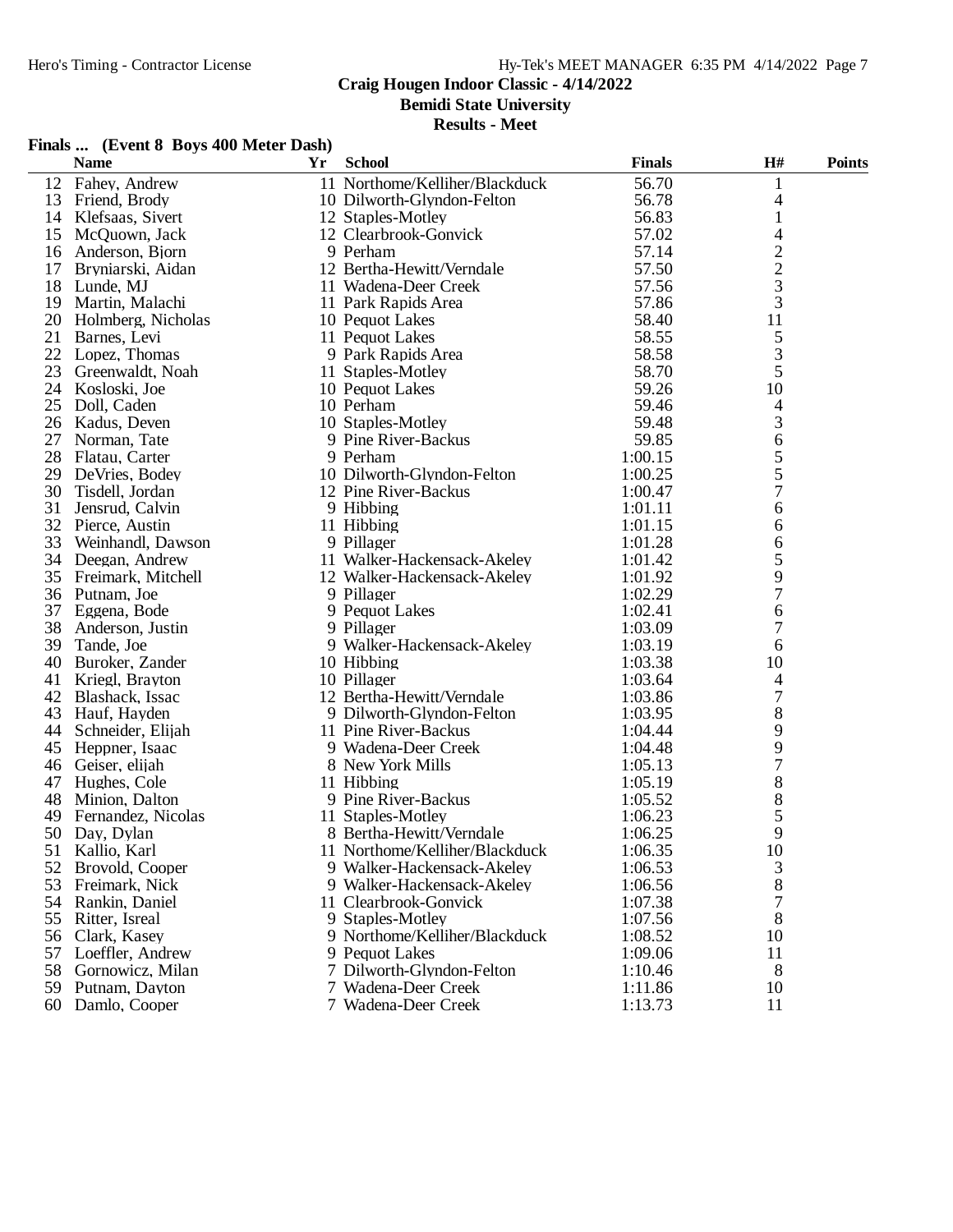## Craig Hougen Indoor Classic - 4/14/2022

**Bemidi State University**

**Results - Meet**

### Finals ... (Event 8 Boys 400 Meter Dash)

| | Name | Yr | School | Finals | H# | Points |
|---|---|---|---|---|---|---|
| 12 | Fahey, Andrew | 11 | Northome/Kelliher/Blackduck | 56.70 | 1 | |
| 13 | Friend, Brody | 10 | Dilworth-Glyndon-Felton | 56.78 | 4 | |
| 14 | Klefsaas, Sivert | 12 | Staples-Motley | 56.83 | 1 | |
| 15 | McQuown, Jack | 12 | Clearbrook-Gonvick | 57.02 | 4 | |
| 16 | Anderson, Bjorn | 9 | Perham | 57.14 | 2 | |
| 17 | Bryniarski, Aidan | 12 | Bertha-Hewitt/Verndale | 57.50 | 2 | |
| 18 | Lunde, MJ | 11 | Wadena-Deer Creek | 57.56 | 3 | |
| 19 | Martin, Malachi | 11 | Park Rapids Area | 57.86 | 3 | |
| 20 | Holmberg, Nicholas | 10 | Pequot Lakes | 58.40 | 11 | |
| 21 | Barnes, Levi | 11 | Pequot Lakes | 58.55 | 5 | |
| 22 | Lopez, Thomas | 9 | Park Rapids Area | 58.58 | 3 | |
| 23 | Greenwaldt, Noah | 11 | Staples-Motley | 58.70 | 5 | |
| 24 | Kosloski, Joe | 10 | Pequot Lakes | 59.26 | 10 | |
| 25 | Doll, Caden | 10 | Perham | 59.46 | 4 | |
| 26 | Kadus, Deven | 10 | Staples-Motley | 59.48 | 3 | |
| 27 | Norman, Tate | 9 | Pine River-Backus | 59.85 | 6 | |
| 28 | Flatau, Carter | 9 | Perham | 1:00.15 | 5 | |
| 29 | DeVries, Bodey | 10 | Dilworth-Glyndon-Felton | 1:00.25 | 5 | |
| 30 | Tisdell, Jordan | 12 | Pine River-Backus | 1:00.47 | 7 | |
| 31 | Jensrud, Calvin | 9 | Hibbing | 1:01.11 | 6 | |
| 32 | Pierce, Austin | 11 | Hibbing | 1:01.15 | 6 | |
| 33 | Weinhandl, Dawson | 9 | Pillager | 1:01.28 | 6 | |
| 34 | Deegan, Andrew | 11 | Walker-Hackensack-Akeley | 1:01.42 | 5 | |
| 35 | Freimark, Mitchell | 12 | Walker-Hackensack-Akeley | 1:01.92 | 9 | |
| 36 | Putnam, Joe | 9 | Pillager | 1:02.29 | 7 | |
| 37 | Eggena, Bode | 9 | Pequot Lakes | 1:02.41 | 6 | |
| 38 | Anderson, Justin | 9 | Pillager | 1:03.09 | 7 | |
| 39 | Tande, Joe | 9 | Walker-Hackensack-Akeley | 1:03.19 | 6 | |
| 40 | Buroker, Zander | 10 | Hibbing | 1:03.38 | 10 | |
| 41 | Kriegl, Brayton | 10 | Pillager | 1:03.64 | 4 | |
| 42 | Blashack, Issac | 12 | Bertha-Hewitt/Verndale | 1:03.86 | 7 | |
| 43 | Hauf, Hayden | 9 | Dilworth-Glyndon-Felton | 1:03.95 | 8 | |
| 44 | Schneider, Elijah | 11 | Pine River-Backus | 1:04.44 | 9 | |
| 45 | Heppner, Isaac | 9 | Wadena-Deer Creek | 1:04.48 | 9 | |
| 46 | Geiser, elijah | 8 | New York Mills | 1:05.13 | 7 | |
| 47 | Hughes, Cole | 11 | Hibbing | 1:05.19 | 8 | |
| 48 | Minion, Dalton | 9 | Pine River-Backus | 1:05.52 | 8 | |
| 49 | Fernandez, Nicolas | 11 | Staples-Motley | 1:06.23 | 5 | |
| 50 | Day, Dylan | 8 | Bertha-Hewitt/Verndale | 1:06.25 | 9 | |
| 51 | Kallio, Karl | 11 | Northome/Kelliher/Blackduck | 1:06.35 | 10 | |
| 52 | Brovold, Cooper | 9 | Walker-Hackensack-Akeley | 1:06.53 | 3 | |
| 53 | Freimark, Nick | 9 | Walker-Hackensack-Akeley | 1:06.56 | 8 | |
| 54 | Rankin, Daniel | 11 | Clearbrook-Gonvick | 1:07.38 | 7 | |
| 55 | Ritter, Isreal | 9 | Staples-Motley | 1:07.56 | 8 | |
| 56 | Clark, Kasey | 9 | Northome/Kelliher/Blackduck | 1:08.52 | 10 | |
| 57 | Loeffler, Andrew | 9 | Pequot Lakes | 1:09.06 | 11 | |
| 58 | Gornowicz, Milan | 7 | Dilworth-Glyndon-Felton | 1:10.46 | 8 | |
| 59 | Putnam, Dayton | 7 | Wadena-Deer Creek | 1:11.86 | 10 | |
| 60 | Damlo, Cooper | 7 | Wadena-Deer Creek | 1:13.73 | 11 | |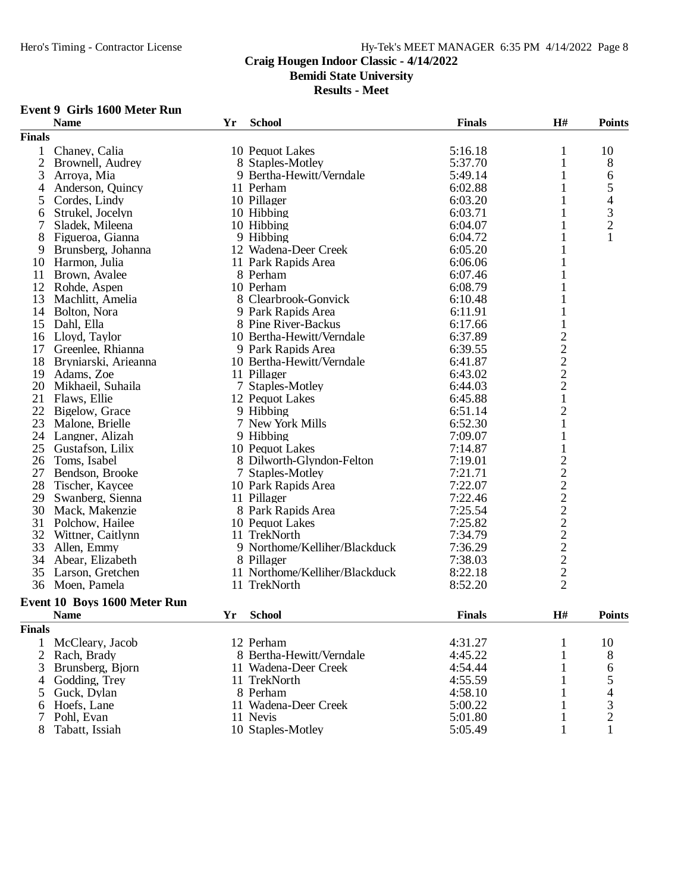# Craig Hougen Indoor Classic - 4/14/2022

**Bemidi State University**

**Results - Meet**

### Event 9 Girls 1600 Meter Run

**Finals**

| | Name | Yr | School | Finals | H# | Points |
|---|---|---|---|---|---|---|
| 1 | Chaney, Calia | 10 | Pequot Lakes | 5:16.18 | 1 | 10 |
| 2 | Brownell, Audrey | 8 | Staples-Motley | 5:37.70 | 1 | 8 |
| 3 | Arroya, Mia | 9 | Bertha-Hewitt/Verndale | 5:49.14 | 1 | 6 |
| 4 | Anderson, Quincy | 11 | Perham | 6:02.88 | 1 | 5 |
| 5 | Cordes, Lindy | 10 | Pillager | 6:03.20 | 1 | 4 |
| 6 | Strukel, Jocelyn | 10 | Hibbing | 6:03.71 | 1 | 3 |
| 7 | Sladek, Mileena | 10 | Hibbing | 6:04.07 | 1 | 2 |
| 8 | Figueroa, Gianna | 9 | Hibbing | 6:04.72 | 1 | 1 |
| 9 | Brunsberg, Johanna | 12 | Wadena-Deer Creek | 6:05.20 | 1 | |
| 10 | Harmon, Julia | 11 | Park Rapids Area | 6:06.06 | 1 | |
| 11 | Brown, Avalee | 8 | Perham | 6:07.46 | 1 | |
| 12 | Rohde, Aspen | 10 | Perham | 6:08.79 | 1 | |
| 13 | Machlitt, Amelia | 8 | Clearbrook-Gonvick | 6:10.48 | 1 | |
| 14 | Bolton, Nora | 9 | Park Rapids Area | 6:11.91 | 1 | |
| 15 | Dahl, Ella | 8 | Pine River-Backus | 6:17.66 | 1 | |
| 16 | Lloyd, Taylor | 10 | Bertha-Hewitt/Verndale | 6:37.89 | 2 | |
| 17 | Greenlee, Rhianna | 9 | Park Rapids Area | 6:39.55 | 2 | |
| 18 | Bryniarski, Arieanna | 10 | Bertha-Hewitt/Verndale | 6:41.87 | 2 | |
| 19 | Adams, Zoe | 11 | Pillager | 6:43.02 | 2 | |
| 20 | Mikhaeil, Suhaila | 7 | Staples-Motley | 6:44.03 | 2 | |
| 21 | Flaws, Ellie | 12 | Pequot Lakes | 6:45.88 | 1 | |
| 22 | Bigelow, Grace | 9 | Hibbing | 6:51.14 | 2 | |
| 23 | Malone, Brielle | 7 | New York Mills | 6:52.30 | 1 | |
| 24 | Langner, Alizah | 9 | Hibbing | 7:09.07 | 1 | |
| 25 | Gustafson, Lilix | 10 | Pequot Lakes | 7:14.87 | 1 | |
| 26 | Toms, Isabel | 8 | Dilworth-Glyndon-Felton | 7:19.01 | 2 | |
| 27 | Bendson, Brooke | 7 | Staples-Motley | 7:21.71 | 2 | |
| 28 | Tischer, Kaycee | 10 | Park Rapids Area | 7:22.07 | 2 | |
| 29 | Swanberg, Sienna | 11 | Pillager | 7:22.46 | 2 | |
| 30 | Mack, Makenzie | 8 | Park Rapids Area | 7:25.54 | 2 | |
| 31 | Polchow, Hailee | 10 | Pequot Lakes | 7:25.82 | 2 | |
| 32 | Wittner, Caitlynn | 11 | TrekNorth | 7:34.79 | 2 | |
| 33 | Allen, Emmy | 9 | Northome/Kelliher/Blackduck | 7:36.29 | 2 | |
| 34 | Abear, Elizabeth | 8 | Pillager | 7:38.03 | 2 | |
| 35 | Larson, Gretchen | 11 | Northome/Kelliher/Blackduck | 8:22.18 | 2 | |
| 36 | Moen, Pamela | 11 | TrekNorth | 8:52.20 | 2 | |

### Event 10 Boys 1600 Meter Run

**Finals**

| | Name | Yr | School | Finals | H# | Points |
|---|---|---|---|---|---|---|
| 1 | McCleary, Jacob | 12 | Perham | 4:31.27 | 1 | 10 |
| 2 | Rach, Brady | 8 | Bertha-Hewitt/Verndale | 4:45.22 | 1 | 8 |
| 3 | Brunsberg, Bjorn | 11 | Wadena-Deer Creek | 4:54.44 | 1 | 6 |
| 4 | Godding, Trey | 11 | TrekNorth | 4:55.59 | 1 | 5 |
| 5 | Guck, Dylan | 8 | Perham | 4:58.10 | 1 | 4 |
| 6 | Hoefs, Lane | 11 | Wadena-Deer Creek | 5:00.22 | 1 | 3 |
| 7 | Pohl, Evan | 11 | Nevis | 5:01.80 | 1 | 2 |
| 8 | Tabatt, Issiah | 10 | Staples-Motley | 5:05.49 | 1 | 1 |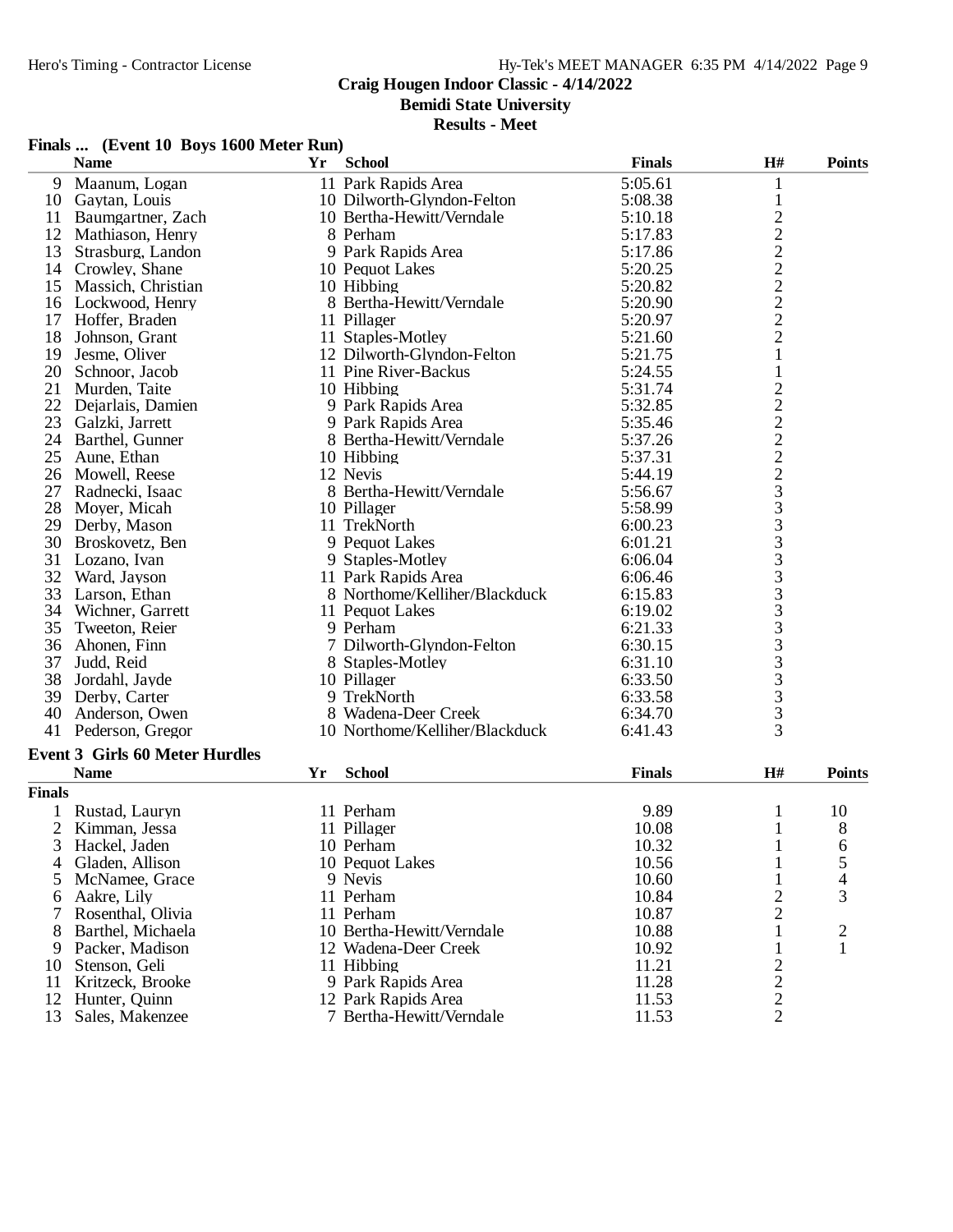Craig Hougen Indoor Classic - 4/14/2022

Bemidi State University

Results - Meet

### Finals ... (Event 10 Boys 1600 Meter Run)

| | Name | Yr | School | Finals | H# | Points |
|---|---|---|---|---|---|---|
| 9 | Maanum, Logan | 11 | Park Rapids Area | 5:05.61 | 1 | |
| 10 | Gaytan, Louis | 10 | Dilworth-Glyndon-Felton | 5:08.38 | 1 | |
| 11 | Baumgartner, Zach | 10 | Bertha-Hewitt/Verndale | 5:10.18 | 2 | |
| 12 | Mathiason, Henry | 8 | Perham | 5:17.83 | 2 | |
| 13 | Strasburg, Landon | 9 | Park Rapids Area | 5:17.86 | 2 | |
| 14 | Crowley, Shane | 10 | Pequot Lakes | 5:20.25 | 2 | |
| 15 | Massich, Christian | 10 | Hibbing | 5:20.82 | 2 | |
| 16 | Lockwood, Henry | 8 | Bertha-Hewitt/Verndale | 5:20.90 | 2 | |
| 17 | Hoffer, Braden | 11 | Pillager | 5:20.97 | 2 | |
| 18 | Johnson, Grant | 11 | Staples-Motley | 5:21.60 | 2 | |
| 19 | Jesme, Oliver | 12 | Dilworth-Glyndon-Felton | 5:21.75 | 1 | |
| 20 | Schnoor, Jacob | 11 | Pine River-Backus | 5:24.55 | 1 | |
| 21 | Murden, Taite | 10 | Hibbing | 5:31.74 | 2 | |
| 22 | Dejarlais, Damien | 9 | Park Rapids Area | 5:32.85 | 2 | |
| 23 | Galzki, Jarrett | 9 | Park Rapids Area | 5:35.46 | 2 | |
| 24 | Barthel, Gunner | 8 | Bertha-Hewitt/Verndale | 5:37.26 | 2 | |
| 25 | Aune, Ethan | 10 | Hibbing | 5:37.31 | 2 | |
| 26 | Mowell, Reese | 12 | Nevis | 5:44.19 | 2 | |
| 27 | Radnecki, Isaac | 8 | Bertha-Hewitt/Verndale | 5:56.67 | 3 | |
| 28 | Moyer, Micah | 10 | Pillager | 5:58.99 | 3 | |
| 29 | Derby, Mason | 11 | TrekNorth | 6:00.23 | 3 | |
| 30 | Broskovetz, Ben | 9 | Pequot Lakes | 6:01.21 | 3 | |
| 31 | Lozano, Ivan | 9 | Staples-Motley | 6:06.04 | 3 | |
| 32 | Ward, Jayson | 11 | Park Rapids Area | 6:06.46 | 3 | |
| 33 | Larson, Ethan | 8 | Northome/Kelliher/Blackduck | 6:15.83 | 3 | |
| 34 | Wichner, Garrett | 11 | Pequot Lakes | 6:19.02 | 3 | |
| 35 | Tweeton, Reier | 9 | Perham | 6:21.33 | 3 | |
| 36 | Ahonen, Finn | 7 | Dilworth-Glyndon-Felton | 6:30.15 | 3 | |
| 37 | Judd, Reid | 8 | Staples-Motley | 6:31.10 | 3 | |
| 38 | Jordahl, Jayde | 10 | Pillager | 6:33.50 | 3 | |
| 39 | Derby, Carter | 9 | TrekNorth | 6:33.58 | 3 | |
| 40 | Anderson, Owen | 8 | Wadena-Deer Creek | 6:34.70 | 3 | |
| 41 | Pederson, Gregor | 10 | Northome/Kelliher/Blackduck | 6:41.43 | 3 | |

### Event 3 Girls 60 Meter Hurdles

| | Name | Yr | School | Finals | H# | Points |
|---|---|---|---|---|---|---|
| **Finals** | | | | | | |
| 1 | Rustad, Lauryn | 11 | Perham | 9.89 | 1 | 10 |
| 2 | Kimman, Jessa | 11 | Pillager | 10.08 | 1 | 8 |
| 3 | Hackel, Jaden | 10 | Perham | 10.32 | 1 | 6 |
| 4 | Gladen, Allison | 10 | Pequot Lakes | 10.56 | 1 | 5 |
| 5 | McNamee, Grace | 9 | Nevis | 10.60 | 1 | 4 |
| 6 | Aakre, Lily | 11 | Perham | 10.84 | 2 | 3 |
| 7 | Rosenthal, Olivia | 11 | Perham | 10.87 | 2 | |
| 8 | Barthel, Michaela | 10 | Bertha-Hewitt/Verndale | 10.88 | 1 | 2 |
| 9 | Packer, Madison | 12 | Wadena-Deer Creek | 10.92 | 1 | 1 |
| 10 | Stenson, Geli | 11 | Hibbing | 11.21 | 2 | |
| 11 | Kritzeck, Brooke | 9 | Park Rapids Area | 11.28 | 2 | |
| 12 | Hunter, Quinn | 12 | Park Rapids Area | 11.53 | 2 | |
| 13 | Sales, Makenzee | 7 | Bertha-Hewitt/Verndale | 11.53 | 2 | |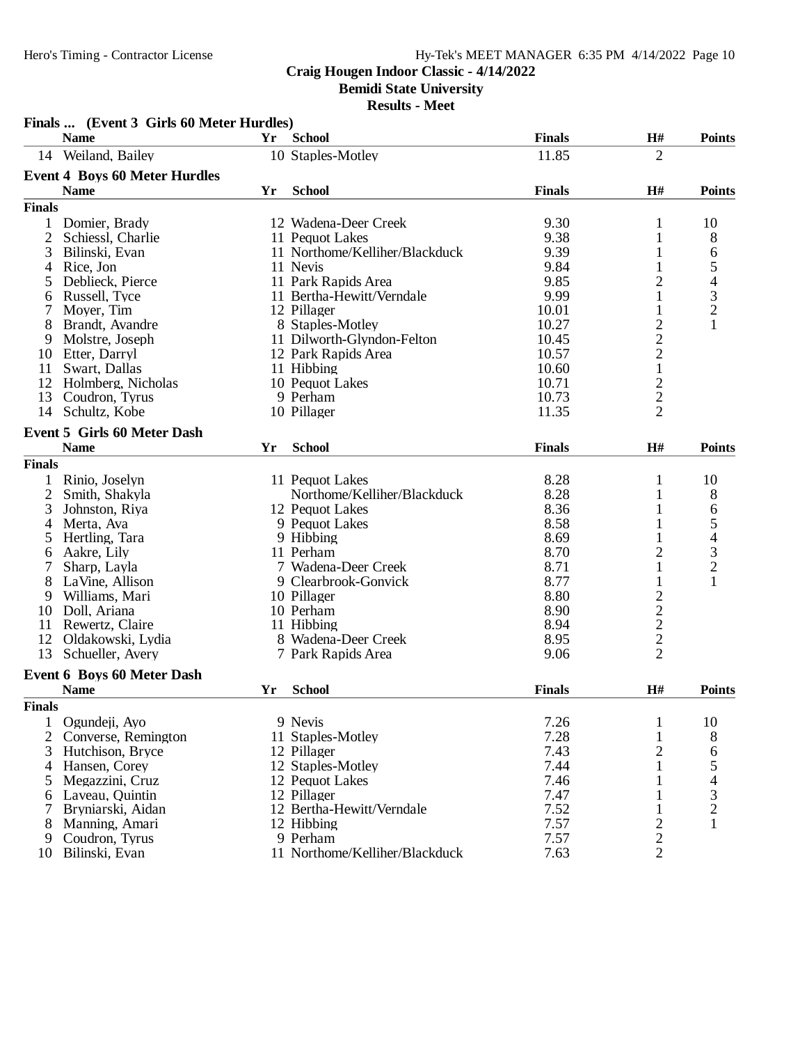Craig Hougen Indoor Classic - 4/14/2022

Bemidi State University

Results - Meet

**Finals ... (Event 3 Girls 60 Meter Hurdles)**

| | Name | Yr | School | Finals | H# | Points |
|---|---|---|---|---|---|---|
| 14 | Weiland, Bailey | 10 | Staples-Motley | 11.85 | 2 | |

**Event 4 Boys 60 Meter Hurdles**

| | Name | Yr | School | Finals | H# | Points |
|---|---|---|---|---|---|---|
| **Finals** | | | | | | |
| 1 | Domier, Brady | 12 | Wadena-Deer Creek | 9.30 | 1 | 10 |
| 2 | Schiessl, Charlie | 11 | Pequot Lakes | 9.38 | 1 | 8 |
| 3 | Bilinski, Evan | 11 | Northome/Kelliher/Blackduck | 9.39 | 1 | 6 |
| 4 | Rice, Jon | 11 | Nevis | 9.84 | 1 | 5 |
| 5 | Deblieck, Pierce | 11 | Park Rapids Area | 9.85 | 2 | 4 |
| 6 | Russell, Tyce | 11 | Bertha-Hewitt/Verndale | 9.99 | 1 | 3 |
| 7 | Moyer, Tim | 12 | Pillager | 10.01 | 1 | 2 |
| 8 | Brandt, Avandre | 8 | Staples-Motley | 10.27 | 2 | 1 |
| 9 | Molstre, Joseph | 11 | Dilworth-Glyndon-Felton | 10.45 | 2 | |
| 10 | Etter, Darryl | 12 | Park Rapids Area | 10.57 | 2 | |
| 11 | Swart, Dallas | 11 | Hibbing | 10.60 | 1 | |
| 12 | Holmberg, Nicholas | 10 | Pequot Lakes | 10.71 | 2 | |
| 13 | Coudron, Tyrus | 9 | Perham | 10.73 | 2 | |
| 14 | Schultz, Kobe | 10 | Pillager | 11.35 | 2 | |

**Event 5 Girls 60 Meter Dash**

| | Name | Yr | School | Finals | H# | Points |
|---|---|---|---|---|---|---|
| **Finals** | | | | | | |
| 1 | Rinio, Joselyn | 11 | Pequot Lakes | 8.28 | 1 | 10 |
| 2 | Smith, Shakyla | | Northome/Kelliher/Blackduck | 8.28 | 1 | 8 |
| 3 | Johnston, Riya | 12 | Pequot Lakes | 8.36 | 1 | 6 |
| 4 | Merta, Ava | 9 | Pequot Lakes | 8.58 | 1 | 5 |
| 5 | Hertling, Tara | 9 | Hibbing | 8.69 | 1 | 4 |
| 6 | Aakre, Lily | 11 | Perham | 8.70 | 2 | 3 |
| 7 | Sharp, Layla | 7 | Wadena-Deer Creek | 8.71 | 1 | 2 |
| 8 | LaVine, Allison | 9 | Clearbrook-Gonvick | 8.77 | 1 | 1 |
| 9 | Williams, Mari | 10 | Pillager | 8.80 | 2 | |
| 10 | Doll, Ariana | 10 | Perham | 8.90 | 2 | |
| 11 | Rewertz, Claire | 11 | Hibbing | 8.94 | 2 | |
| 12 | Oldakowski, Lydia | 8 | Wadena-Deer Creek | 8.95 | 2 | |
| 13 | Schueller, Avery | 7 | Park Rapids Area | 9.06 | 2 | |

**Event 6 Boys 60 Meter Dash**

| | Name | Yr | School | Finals | H# | Points |
|---|---|---|---|---|---|---|
| **Finals** | | | | | | |
| 1 | Ogundeji, Ayo | 9 | Nevis | 7.26 | 1 | 10 |
| 2 | Converse, Remington | 11 | Staples-Motley | 7.28 | 1 | 8 |
| 3 | Hutchison, Bryce | 12 | Pillager | 7.43 | 2 | 6 |
| 4 | Hansen, Corey | 12 | Staples-Motley | 7.44 | 1 | 5 |
| 5 | Megazzini, Cruz | 12 | Pequot Lakes | 7.46 | 1 | 4 |
| 6 | Laveau, Quintin | 12 | Pillager | 7.47 | 1 | 3 |
| 7 | Bryniarski, Aidan | 12 | Bertha-Hewitt/Verndale | 7.52 | 1 | 2 |
| 8 | Manning, Amari | 12 | Hibbing | 7.57 | 2 | 1 |
| 9 | Coudron, Tyrus | 9 | Perham | 7.57 | 2 | |
| 10 | Bilinski, Evan | 11 | Northome/Kelliher/Blackduck | 7.63 | 2 | |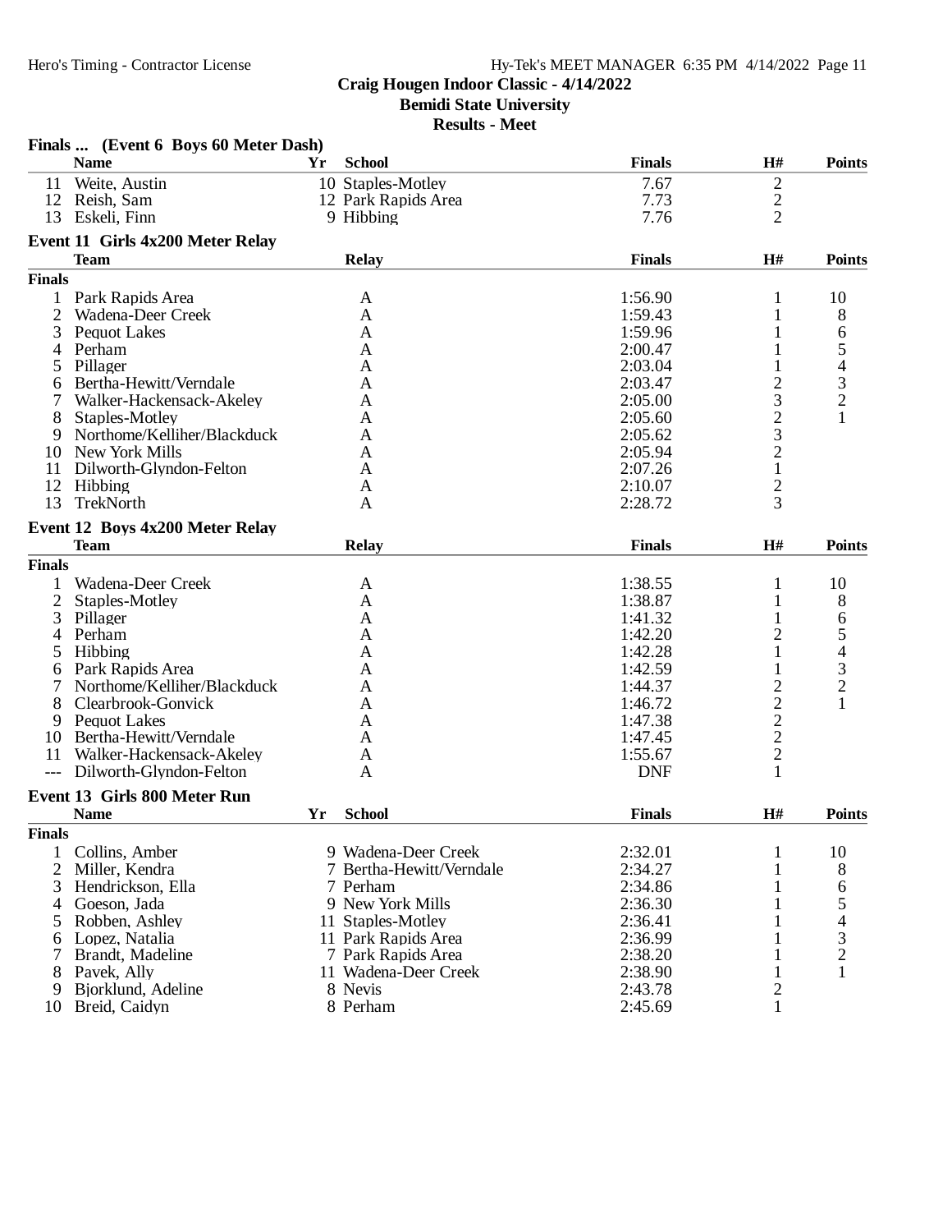# Craig Hougen Indoor Classic - 4/14/2022
## Bemidi State University
### Results - Meet

**Finals ... (Event 6 Boys 60 Meter Dash)**

| | Name | Yr | School | Finals | H# | Points |
|---|---|---|---|---|---|---|
| 11 | Weite, Austin | 10 | Staples-Motley | 7.67 | 2 | |
| 12 | Reish, Sam | 12 | Park Rapids Area | 7.73 | 2 | |
| 13 | Eskeli, Finn | 9 | Hibbing | 7.76 | 2 | |

**Event 11 Girls 4x200 Meter Relay**

| | Team | Relay | Finals | H# | Points |
|---|---|---|---|---|---|
| **Finals** | | | | | |
| 1 | Park Rapids Area | A | 1:56.90 | 1 | 10 |
| 2 | Wadena-Deer Creek | A | 1:59.43 | 1 | 8 |
| 3 | Pequot Lakes | A | 1:59.96 | 1 | 6 |
| 4 | Perham | A | 2:00.47 | 1 | 5 |
| 5 | Pillager | A | 2:03.04 | 1 | 4 |
| 6 | Bertha-Hewitt/Verndale | A | 2:03.47 | 2 | 3 |
| 7 | Walker-Hackensack-Akeley | A | 2:05.00 | 3 | 2 |
| 8 | Staples-Motley | A | 2:05.60 | 2 | 1 |
| 9 | Northome/Kelliher/Blackduck | A | 2:05.62 | 3 | |
| 10 | New York Mills | A | 2:05.94 | 2 | |
| 11 | Dilworth-Glyndon-Felton | A | 2:07.26 | 1 | |
| 12 | Hibbing | A | 2:10.07 | 2 | |
| 13 | TrekNorth | A | 2:28.72 | 3 | |

**Event 12 Boys 4x200 Meter Relay**

| | Team | Relay | Finals | H# | Points |
|---|---|---|---|---|---|
| **Finals** | | | | | |
| 1 | Wadena-Deer Creek | A | 1:38.55 | 1 | 10 |
| 2 | Staples-Motley | A | 1:38.87 | 1 | 8 |
| 3 | Pillager | A | 1:41.32 | 1 | 6 |
| 4 | Perham | A | 1:42.20 | 2 | 5 |
| 5 | Hibbing | A | 1:42.28 | 1 | 4 |
| 6 | Park Rapids Area | A | 1:42.59 | 1 | 3 |
| 7 | Northome/Kelliher/Blackduck | A | 1:44.37 | 2 | 2 |
| 8 | Clearbrook-Gonvick | A | 1:46.72 | 2 | 1 |
| 9 | Pequot Lakes | A | 1:47.38 | 2 | |
| 10 | Bertha-Hewitt/Verndale | A | 1:47.45 | 2 | |
| 11 | Walker-Hackensack-Akeley | A | 1:55.67 | 2 | |
| --- | Dilworth-Glyndon-Felton | A | DNF | 1 | |

**Event 13 Girls 800 Meter Run**

| | Name | Yr | School | Finals | H# | Points |
|---|---|---|---|---|---|---|
| **Finals** | | | | | | |
| 1 | Collins, Amber | 9 | Wadena-Deer Creek | 2:32.01 | 1 | 10 |
| 2 | Miller, Kendra | 7 | Bertha-Hewitt/Verndale | 2:34.27 | 1 | 8 |
| 3 | Hendrickson, Ella | 7 | Perham | 2:34.86 | 1 | 6 |
| 4 | Goeson, Jada | 9 | New York Mills | 2:36.30 | 1 | 5 |
| 5 | Robben, Ashley | 11 | Staples-Motley | 2:36.41 | 1 | 4 |
| 6 | Lopez, Natalia | 11 | Park Rapids Area | 2:36.99 | 1 | 3 |
| 7 | Brandt, Madeline | 7 | Park Rapids Area | 2:38.20 | 1 | 2 |
| 8 | Pavek, Ally | 11 | Wadena-Deer Creek | 2:38.90 | 1 | 1 |
| 9 | Bjorklund, Adeline | 8 | Nevis | 2:43.78 | 2 | |
| 10 | Breid, Caidyn | 8 | Perham | 2:45.69 | 1 | |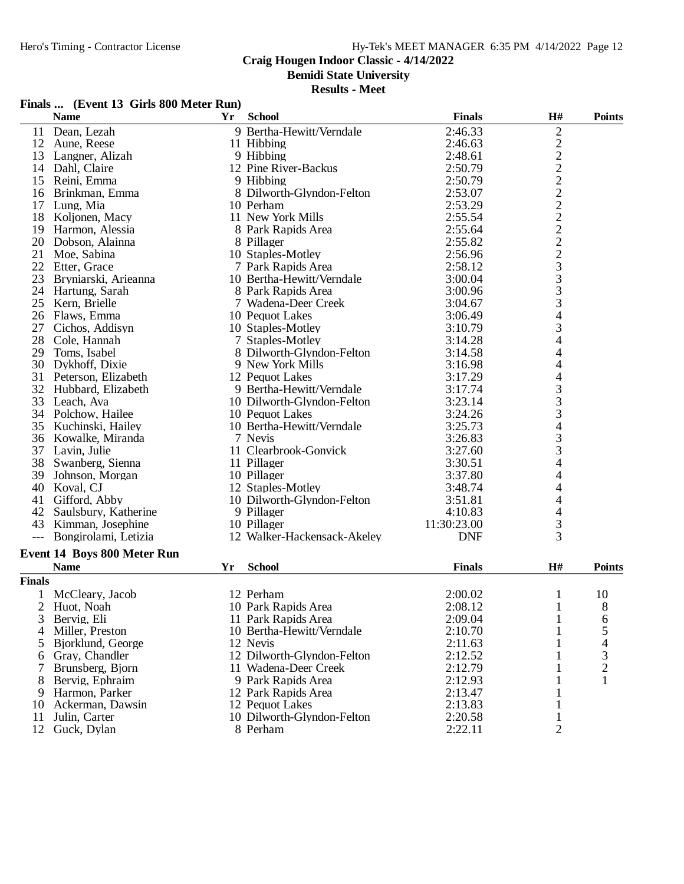## Craig Hougen Indoor Classic - 4/14/2022

**Bemidi State University**

**Results - Meet**

### Finals ... (Event 13 Girls 800 Meter Run)

| | Name | Yr | School | Finals | H# | Points |
|---|---|---|---|---|---|---|
| 11 | Dean, Lezah | 9 | Bertha-Hewitt/Verndale | 2:46.33 | 2 | |
| 12 | Aune, Reese | 11 | Hibbing | 2:46.63 | 2 | |
| 13 | Langner, Alizah | 9 | Hibbing | 2:48.61 | 2 | |
| 14 | Dahl, Claire | 12 | Pine River-Backus | 2:50.79 | 2 | |
| 15 | Reini, Emma | 9 | Hibbing | 2:50.79 | 2 | |
| 16 | Brinkman, Emma | 8 | Dilworth-Glyndon-Felton | 2:53.07 | 2 | |
| 17 | Lung, Mia | 10 | Perham | 2:53.29 | 2 | |
| 18 | Koljonen, Macy | 11 | New York Mills | 2:55.54 | 2 | |
| 19 | Harmon, Alessia | 8 | Park Rapids Area | 2:55.64 | 2 | |
| 20 | Dobson, Alainna | 8 | Pillager | 2:55.82 | 2 | |
| 21 | Moe, Sabina | 10 | Staples-Motley | 2:56.96 | 2 | |
| 22 | Etter, Grace | 7 | Park Rapids Area | 2:58.12 | 3 | |
| 23 | Bryniarski, Arieanna | 10 | Bertha-Hewitt/Verndale | 3:00.04 | 3 | |
| 24 | Hartung, Sarah | 8 | Park Rapids Area | 3:00.96 | 3 | |
| 25 | Kern, Brielle | 7 | Wadena-Deer Creek | 3:04.67 | 3 | |
| 26 | Flaws, Emma | 10 | Pequot Lakes | 3:06.49 | 4 | |
| 27 | Cichos, Addisyn | 10 | Staples-Motley | 3:10.79 | 3 | |
| 28 | Cole, Hannah | 7 | Staples-Motley | 3:14.28 | 4 | |
| 29 | Toms, Isabel | 8 | Dilworth-Glyndon-Felton | 3:14.58 | 4 | |
| 30 | Dykhoff, Dixie | 9 | New York Mills | 3:16.98 | 4 | |
| 31 | Peterson, Elizabeth | 12 | Pequot Lakes | 3:17.29 | 4 | |
| 32 | Hubbard, Elizabeth | 9 | Bertha-Hewitt/Verndale | 3:17.74 | 3 | |
| 33 | Leach, Ava | 10 | Dilworth-Glyndon-Felton | 3:23.14 | 3 | |
| 34 | Polchow, Hailee | 10 | Pequot Lakes | 3:24.26 | 3 | |
| 35 | Kuchinski, Hailey | 10 | Bertha-Hewitt/Verndale | 3:25.73 | 4 | |
| 36 | Kowalke, Miranda | 7 | Nevis | 3:26.83 | 3 | |
| 37 | Lavin, Julie | 11 | Clearbrook-Gonvick | 3:27.60 | 3 | |
| 38 | Swanberg, Sienna | 11 | Pillager | 3:30.51 | 4 | |
| 39 | Johnson, Morgan | 10 | Pillager | 3:37.80 | 4 | |
| 40 | Koval, CJ | 12 | Staples-Motley | 3:48.74 | 4 | |
| 41 | Gifford, Abby | 10 | Dilworth-Glyndon-Felton | 3:51.81 | 4 | |
| 42 | Saulsbury, Katherine | 9 | Pillager | 4:10.83 | 4 | |
| 43 | Kimman, Josephine | 10 | Pillager | 11:30:23.00 | 3 | |
| --- | Bongirolami, Letizia | 12 | Walker-Hackensack-Akeley | DNF | 3 | |

### Event 14 Boys 800 Meter Run

| | Name | Yr | School | Finals | H# | Points |
|---|---|---|---|---|---|---|
| **Finals** | | | | | | |
| 1 | McCleary, Jacob | 12 | Perham | 2:00.02 | 1 | 10 |
| 2 | Huot, Noah | 10 | Park Rapids Area | 2:08.12 | 1 | 8 |
| 3 | Bervig, Eli | 11 | Park Rapids Area | 2:09.04 | 1 | 6 |
| 4 | Miller, Preston | 10 | Bertha-Hewitt/Verndale | 2:10.70 | 1 | 5 |
| 5 | Bjorklund, George | 12 | Nevis | 2:11.63 | 1 | 4 |
| 6 | Gray, Chandler | 12 | Dilworth-Glyndon-Felton | 2:12.52 | 1 | 3 |
| 7 | Brunsberg, Bjorn | 11 | Wadena-Deer Creek | 2:12.79 | 1 | 2 |
| 8 | Bervig, Ephraim | 9 | Park Rapids Area | 2:12.93 | 1 | 1 |
| 9 | Harmon, Parker | 12 | Park Rapids Area | 2:13.47 | 1 | |
| 10 | Ackerman, Dawsin | 12 | Pequot Lakes | 2:13.83 | 1 | |
| 11 | Julin, Carter | 10 | Dilworth-Glyndon-Felton | 2:20.58 | 1 | |
| 12 | Guck, Dylan | 8 | Perham | 2:22.11 | 2 | |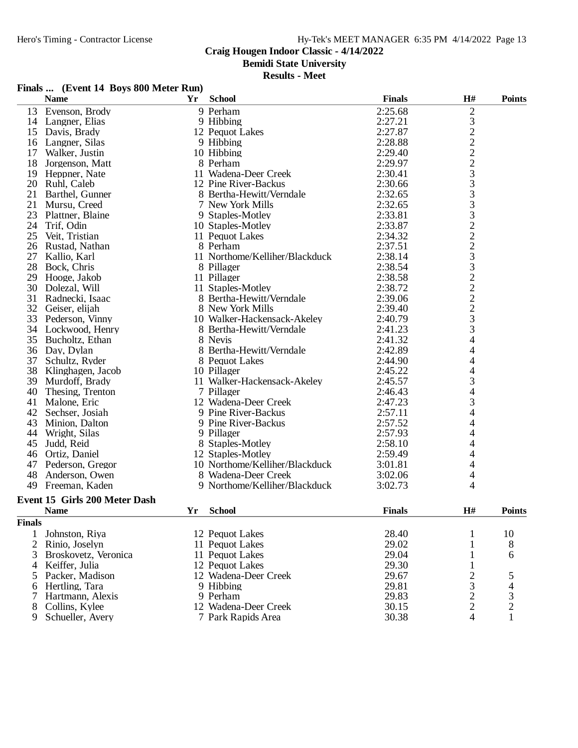**Craig Hougen Indoor Classic - 4/14/2022**
**Bemidi State University**
**Results - Meet**

### Finals ... (Event 14 Boys 800 Meter Run)

| | Name | Yr | School | Finals | H# | Points |
|---|---|---|---|---|---|---|
| 13 | Evenson, Brody | 9 | Perham | 2:25.68 | 2 | |
| 14 | Langner, Elias | 9 | Hibbing | 2:27.21 | 3 | |
| 15 | Davis, Brady | 12 | Pequot Lakes | 2:27.87 | 2 | |
| 16 | Langner, Silas | 9 | Hibbing | 2:28.88 | 2 | |
| 17 | Walker, Justin | 10 | Hibbing | 2:29.40 | 2 | |
| 18 | Jorgenson, Matt | 8 | Perham | 2:29.97 | 2 | |
| 19 | Heppner, Nate | 11 | Wadena-Deer Creek | 2:30.41 | 3 | |
| 20 | Ruhl, Caleb | 12 | Pine River-Backus | 2:30.66 | 3 | |
| 21 | Barthel, Gunner | 8 | Bertha-Hewitt/Verndale | 2:32.65 | 3 | |
| 21 | Mursu, Creed | 7 | New York Mills | 2:32.65 | 3 | |
| 23 | Plattner, Blaine | 9 | Staples-Motley | 2:33.81 | 3 | |
| 24 | Trif, Odin | 10 | Staples-Motley | 2:33.87 | 2 | |
| 25 | Veit, Tristian | 11 | Pequot Lakes | 2:34.32 | 2 | |
| 26 | Rustad, Nathan | 8 | Perham | 2:37.51 | 2 | |
| 27 | Kallio, Karl | 11 | Northome/Kelliher/Blackduck | 2:38.14 | 3 | |
| 28 | Bock, Chris | 8 | Pillager | 2:38.54 | 3 | |
| 29 | Hooge, Jakob | 11 | Pillager | 2:38.58 | 2 | |
| 30 | Dolezal, Will | 11 | Staples-Motley | 2:38.72 | 2 | |
| 31 | Radnecki, Isaac | 8 | Bertha-Hewitt/Verndale | 2:39.06 | 2 | |
| 32 | Geiser, elijah | 8 | New York Mills | 2:39.40 | 2 | |
| 33 | Pederson, Vinny | 10 | Walker-Hackensack-Akeley | 2:40.79 | 3 | |
| 34 | Lockwood, Henry | 8 | Bertha-Hewitt/Verndale | 2:41.23 | 3 | |
| 35 | Bucholtz, Ethan | 8 | Nevis | 2:41.32 | 4 | |
| 36 | Day, Dylan | 8 | Bertha-Hewitt/Verndale | 2:42.89 | 4 | |
| 37 | Schultz, Ryder | 8 | Pequot Lakes | 2:44.90 | 4 | |
| 38 | Klinghagen, Jacob | 10 | Pillager | 2:45.22 | 4 | |
| 39 | Murdoff, Brady | 11 | Walker-Hackensack-Akeley | 2:45.57 | 3 | |
| 40 | Thesing, Trenton | 7 | Pillager | 2:46.43 | 4 | |
| 41 | Malone, Eric | 12 | Wadena-Deer Creek | 2:47.23 | 3 | |
| 42 | Sechser, Josiah | 9 | Pine River-Backus | 2:57.11 | 4 | |
| 43 | Minion, Dalton | 9 | Pine River-Backus | 2:57.52 | 4 | |
| 44 | Wright, Silas | 9 | Pillager | 2:57.93 | 4 | |
| 45 | Judd, Reid | 8 | Staples-Motley | 2:58.10 | 4 | |
| 46 | Ortiz, Daniel | 12 | Staples-Motley | 2:59.49 | 4 | |
| 47 | Pederson, Gregor | 10 | Northome/Kelliher/Blackduck | 3:01.81 | 4 | |
| 48 | Anderson, Owen | 8 | Wadena-Deer Creek | 3:02.06 | 4 | |
| 49 | Freeman, Kaden | 9 | Northome/Kelliher/Blackduck | 3:02.73 | 4 | |

### Event 15 Girls 200 Meter Dash

**Finals**

| | Name | Yr | School | Finals | H# | Points |
|---|---|---|---|---|---|---|
| 1 | Johnston, Riya | 12 | Pequot Lakes | 28.40 | 1 | 10 |
| 2 | Rinio, Joselyn | 11 | Pequot Lakes | 29.02 | 1 | 8 |
| 3 | Broskovetz, Veronica | 11 | Pequot Lakes | 29.04 | 1 | 6 |
| 4 | Keiffer, Julia | 12 | Pequot Lakes | 29.30 | 1 | |
| 5 | Packer, Madison | 12 | Wadena-Deer Creek | 29.67 | 2 | 5 |
| 6 | Hertling, Tara | 9 | Hibbing | 29.81 | 3 | 4 |
| 7 | Hartmann, Alexis | 9 | Perham | 29.83 | 2 | 3 |
| 8 | Collins, Kylee | 12 | Wadena-Deer Creek | 30.15 | 2 | 2 |
| 9 | Schueller, Avery | 7 | Park Rapids Area | 30.38 | 4 | 1 |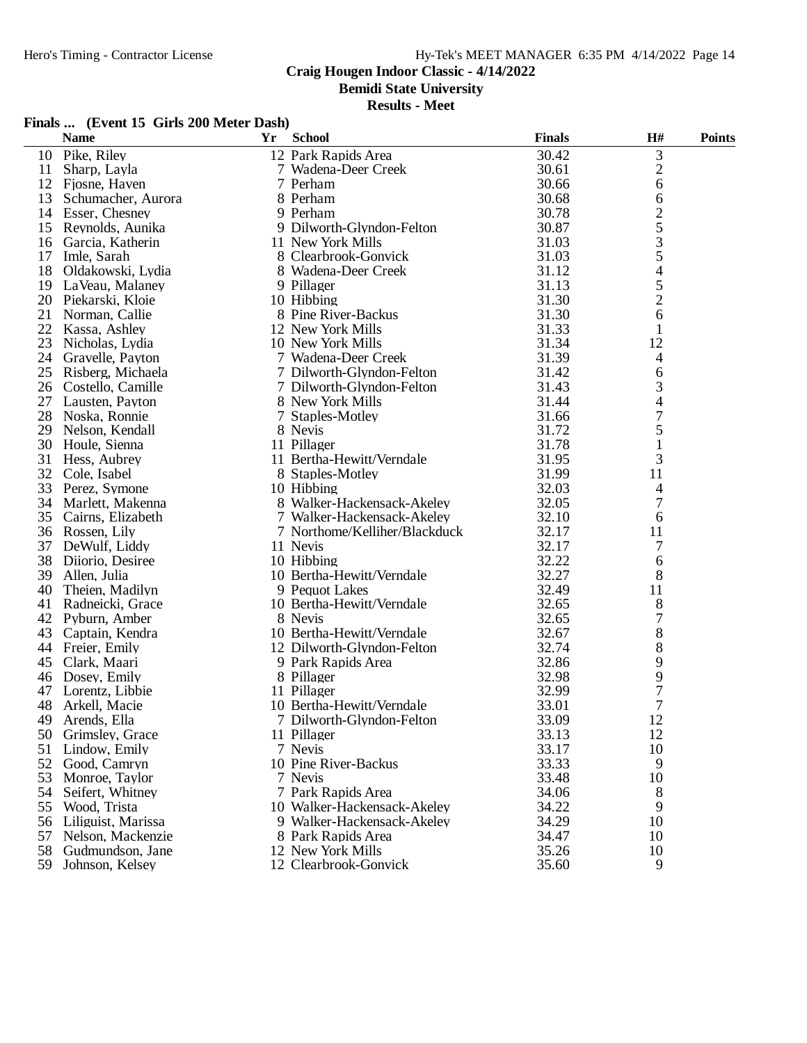# Craig Hougen Indoor Classic - 4/14/2022

## Bemidi State University

### Results - Meet

**Finals ... (Event 15 Girls 200 Meter Dash)**

| | Name | Yr | School | Finals | H# | Points |
|---|---|---|---|---|---|---|
| 10 | Pike, Riley | 12 | Park Rapids Area | 30.42 | 3 | |
| 11 | Sharp, Layla | 7 | Wadena-Deer Creek | 30.61 | 2 | |
| 12 | Fjosne, Haven | 7 | Perham | 30.66 | 6 | |
| 13 | Schumacher, Aurora | 8 | Perham | 30.68 | 6 | |
| 14 | Esser, Chesney | 9 | Perham | 30.78 | 2 | |
| 15 | Reynolds, Aunika | 9 | Dilworth-Glyndon-Felton | 30.87 | 5 | |
| 16 | Garcia, Katherin | 11 | New York Mills | 31.03 | 3 | |
| 17 | Imle, Sarah | 8 | Clearbrook-Gonvick | 31.03 | 5 | |
| 18 | Oldakowski, Lydia | 8 | Wadena-Deer Creek | 31.12 | 4 | |
| 19 | LaVeau, Malaney | 9 | Pillager | 31.13 | 5 | |
| 20 | Piekarski, Kloie | 10 | Hibbing | 31.30 | 2 | |
| 21 | Norman, Callie | 8 | Pine River-Backus | 31.30 | 6 | |
| 22 | Kassa, Ashley | 12 | New York Mills | 31.33 | 1 | |
| 23 | Nicholas, Lydia | 10 | New York Mills | 31.34 | 12 | |
| 24 | Gravelle, Payton | 7 | Wadena-Deer Creek | 31.39 | 4 | |
| 25 | Risberg, Michaela | 7 | Dilworth-Glyndon-Felton | 31.42 | 6 | |
| 26 | Costello, Camille | 7 | Dilworth-Glyndon-Felton | 31.43 | 3 | |
| 27 | Lausten, Payton | 8 | New York Mills | 31.44 | 4 | |
| 28 | Noska, Ronnie | 7 | Staples-Motley | 31.66 | 7 | |
| 29 | Nelson, Kendall | 8 | Nevis | 31.72 | 5 | |
| 30 | Houle, Sienna | 11 | Pillager | 31.78 | 1 | |
| 31 | Hess, Aubrey | 11 | Bertha-Hewitt/Verndale | 31.95 | 3 | |
| 32 | Cole, Isabel | 8 | Staples-Motley | 31.99 | 11 | |
| 33 | Perez, Symone | 10 | Hibbing | 32.03 | 4 | |
| 34 | Marlett, Makenna | 8 | Walker-Hackensack-Akeley | 32.05 | 7 | |
| 35 | Cairns, Elizabeth | 7 | Walker-Hackensack-Akeley | 32.10 | 6 | |
| 36 | Rossen, Lily | 7 | Northome/Kelliher/Blackduck | 32.17 | 11 | |
| 37 | DeWulf, Liddy | 11 | Nevis | 32.17 | 7 | |
| 38 | Diiorio, Desiree | 10 | Hibbing | 32.22 | 6 | |
| 39 | Allen, Julia | 10 | Bertha-Hewitt/Verndale | 32.27 | 8 | |
| 40 | Theien, Madilyn | 9 | Pequot Lakes | 32.49 | 11 | |
| 41 | Radneicki, Grace | 10 | Bertha-Hewitt/Verndale | 32.65 | 8 | |
| 42 | Pyburn, Amber | 8 | Nevis | 32.65 | 7 | |
| 43 | Captain, Kendra | 10 | Bertha-Hewitt/Verndale | 32.67 | 8 | |
| 44 | Freier, Emily | 12 | Dilworth-Glyndon-Felton | 32.74 | 8 | |
| 45 | Clark, Maari | 9 | Park Rapids Area | 32.86 | 9 | |
| 46 | Dosey, Emily | 8 | Pillager | 32.98 | 9 | |
| 47 | Lorentz, Libbie | 11 | Pillager | 32.99 | 7 | |
| 48 | Arkell, Macie | 10 | Bertha-Hewitt/Verndale | 33.01 | 7 | |
| 49 | Arends, Ella | 7 | Dilworth-Glyndon-Felton | 33.09 | 12 | |
| 50 | Grimsley, Grace | 11 | Pillager | 33.13 | 12 | |
| 51 | Lindow, Emily | 7 | Nevis | 33.17 | 10 | |
| 52 | Good, Camryn | 10 | Pine River-Backus | 33.33 | 9 | |
| 53 | Monroe, Taylor | 7 | Nevis | 33.48 | 10 | |
| 54 | Seifert, Whitney | 7 | Park Rapids Area | 34.06 | 8 | |
| 55 | Wood, Trista | 10 | Walker-Hackensack-Akeley | 34.22 | 9 | |
| 56 | Liliguist, Marissa | 9 | Walker-Hackensack-Akeley | 34.29 | 10 | |
| 57 | Nelson, Mackenzie | 8 | Park Rapids Area | 34.47 | 10 | |
| 58 | Gudmundson, Jane | 12 | New York Mills | 35.26 | 10 | |
| 59 | Johnson, Kelsey | 12 | Clearbrook-Gonvick | 35.60 | 9 | |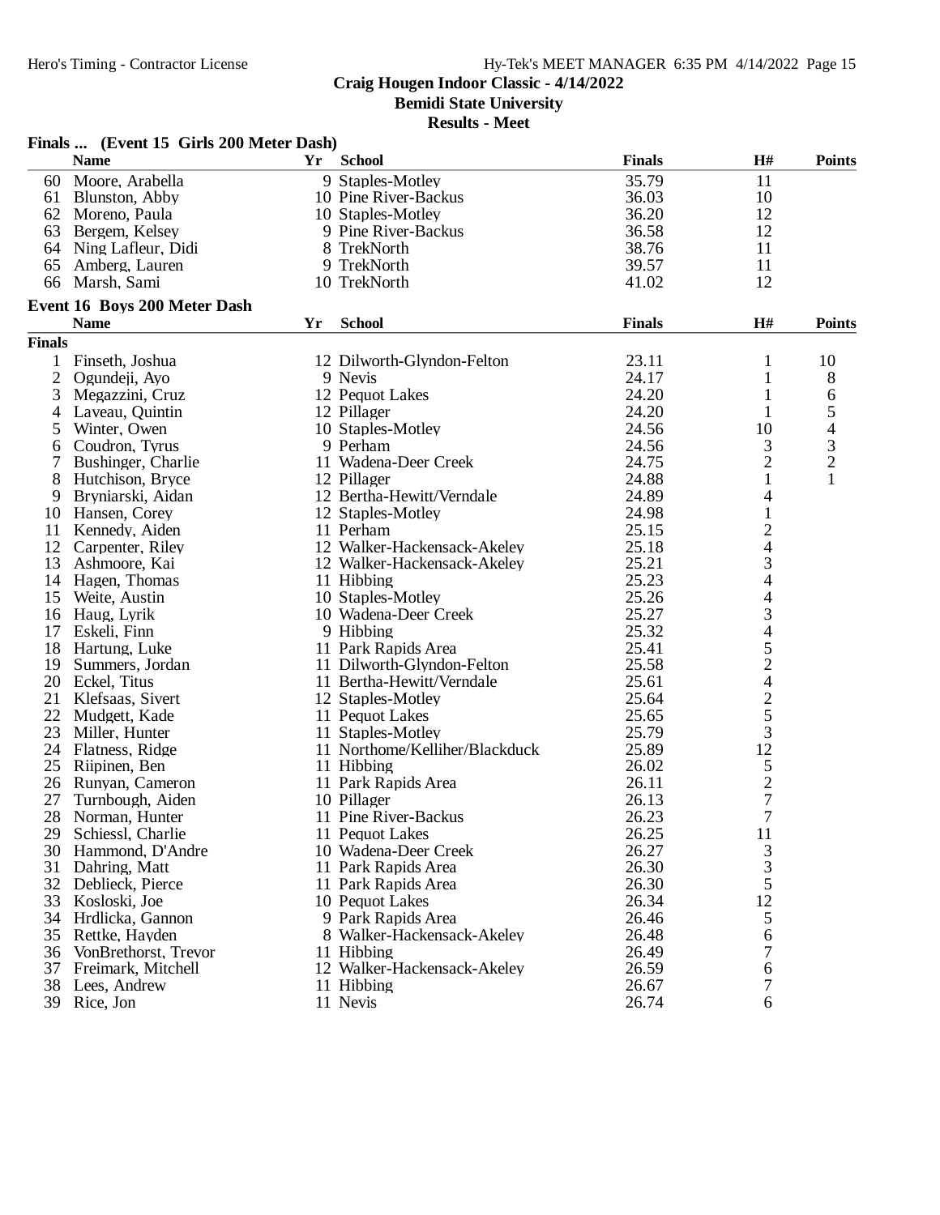## Craig Hougen Indoor Classic - 4/14/2022
### Bemidi State University
### Results - Meet

**Finals ... (Event 15 Girls 200 Meter Dash)**

| | Name | Yr | School | Finals | H# | Points |
|---|---|---|---|---|---|---|
| 60 | Moore, Arabella | 9 | Staples-Motley | 35.79 | 11 | |
| 61 | Blunston, Abby | 10 | Pine River-Backus | 36.03 | 10 | |
| 62 | Moreno, Paula | 10 | Staples-Motley | 36.20 | 12 | |
| 63 | Bergem, Kelsey | 9 | Pine River-Backus | 36.58 | 12 | |
| 64 | Ning Lafleur, Didi | 8 | TrekNorth | 38.76 | 11 | |
| 65 | Amberg, Lauren | 9 | TrekNorth | 39.57 | 11 | |
| 66 | Marsh, Sami | 10 | TrekNorth | 41.02 | 12 | |

**Event 16 Boys 200 Meter Dash**

| | Name | Yr | School | Finals | H# | Points |
|---|---|---|---|---|---|---|
| **Finals** | | | | | | |
| 1 | Finseth, Joshua | 12 | Dilworth-Glyndon-Felton | 23.11 | 1 | 10 |
| 2 | Ogundeji, Ayo | 9 | Nevis | 24.17 | 1 | 8 |
| 3 | Megazzini, Cruz | 12 | Pequot Lakes | 24.20 | 1 | 6 |
| 4 | Laveau, Quintin | 12 | Pillager | 24.20 | 1 | 5 |
| 5 | Winter, Owen | 10 | Staples-Motley | 24.56 | 10 | 4 |
| 6 | Coudron, Tyrus | 9 | Perham | 24.56 | 3 | 3 |
| 7 | Bushinger, Charlie | 11 | Wadena-Deer Creek | 24.75 | 2 | 2 |
| 8 | Hutchison, Bryce | 12 | Pillager | 24.88 | 1 | 1 |
| 9 | Bryniarski, Aidan | 12 | Bertha-Hewitt/Verndale | 24.89 | 4 | |
| 10 | Hansen, Corey | 12 | Staples-Motley | 24.98 | 1 | |
| 11 | Kennedy, Aiden | 11 | Perham | 25.15 | 2 | |
| 12 | Carpenter, Riley | 12 | Walker-Hackensack-Akeley | 25.18 | 4 | |
| 13 | Ashmoore, Kai | 12 | Walker-Hackensack-Akeley | 25.21 | 3 | |
| 14 | Hagen, Thomas | 11 | Hibbing | 25.23 | 4 | |
| 15 | Weite, Austin | 10 | Staples-Motley | 25.26 | 4 | |
| 16 | Haug, Lyrik | 10 | Wadena-Deer Creek | 25.27 | 3 | |
| 17 | Eskeli, Finn | 9 | Hibbing | 25.32 | 4 | |
| 18 | Hartung, Luke | 11 | Park Rapids Area | 25.41 | 5 | |
| 19 | Summers, Jordan | 11 | Dilworth-Glyndon-Felton | 25.58 | 2 | |
| 20 | Eckel, Titus | 11 | Bertha-Hewitt/Verndale | 25.61 | 4 | |
| 21 | Klefsaas, Sivert | 12 | Staples-Motley | 25.64 | 2 | |
| 22 | Mudgett, Kade | 11 | Pequot Lakes | 25.65 | 5 | |
| 23 | Miller, Hunter | 11 | Staples-Motley | 25.79 | 3 | |
| 24 | Flatness, Ridge | 11 | Northome/Kelliher/Blackduck | 25.89 | 12 | |
| 25 | Riipinen, Ben | 11 | Hibbing | 26.02 | 5 | |
| 26 | Runyan, Cameron | 11 | Park Rapids Area | 26.11 | 2 | |
| 27 | Turnbough, Aiden | 10 | Pillager | 26.13 | 7 | |
| 28 | Norman, Hunter | 11 | Pine River-Backus | 26.23 | 7 | |
| 29 | Schiessl, Charlie | 11 | Pequot Lakes | 26.25 | 11 | |
| 30 | Hammond, D'Andre | 10 | Wadena-Deer Creek | 26.27 | 3 | |
| 31 | Dahring, Matt | 11 | Park Rapids Area | 26.30 | 3 | |
| 32 | Deblieck, Pierce | 11 | Park Rapids Area | 26.30 | 5 | |
| 33 | Kosloski, Joe | 10 | Pequot Lakes | 26.34 | 12 | |
| 34 | Hrdlicka, Gannon | 9 | Park Rapids Area | 26.46 | 5 | |
| 35 | Rettke, Hayden | 8 | Walker-Hackensack-Akeley | 26.48 | 6 | |
| 36 | VonBrethorst, Trevor | 11 | Hibbing | 26.49 | 7 | |
| 37 | Freimark, Mitchell | 12 | Walker-Hackensack-Akeley | 26.59 | 6 | |
| 38 | Lees, Andrew | 11 | Hibbing | 26.67 | 7 | |
| 39 | Rice, Jon | 11 | Nevis | 26.74 | 6 | |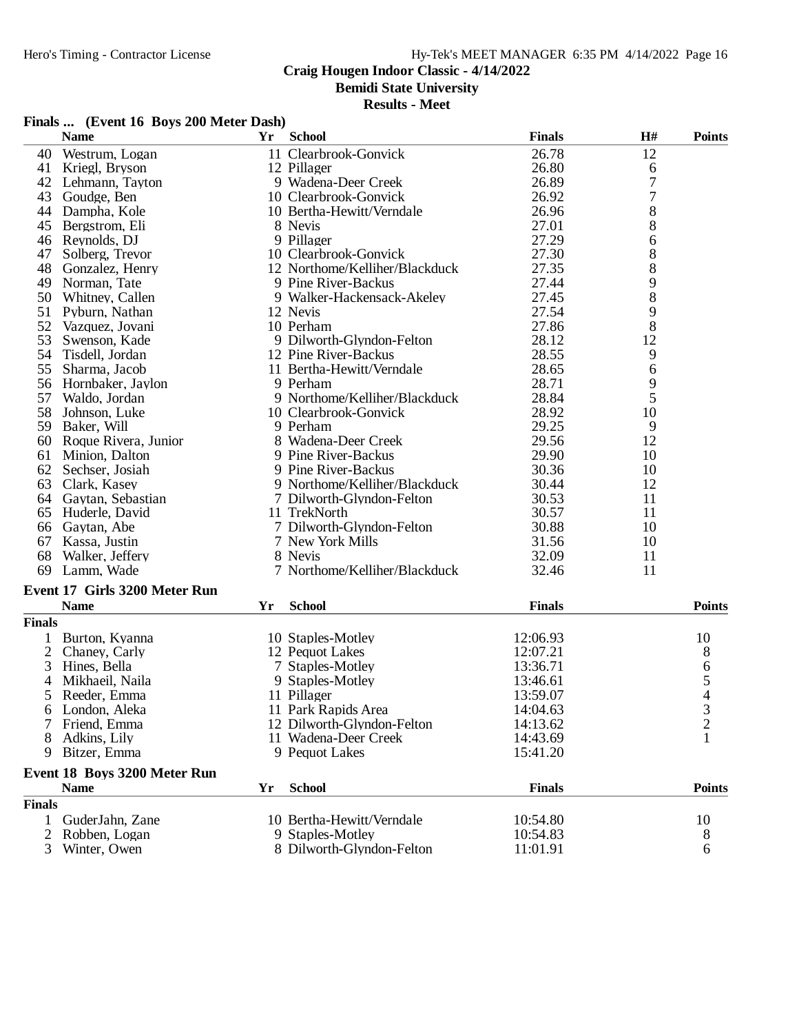# Craig Hougen Indoor Classic - 4/14/2022

## Bemidi State University

### Results - Meet

**Finals ... (Event 16 Boys 200 Meter Dash)**

| | Name | Yr | School | Finals | H# | Points |
|---|---|---|---|---|---|---|
| 40 | Westrum, Logan | 11 | Clearbrook-Gonvick | 26.78 | 12 | |
| 41 | Kriegl, Bryson | 12 | Pillager | 26.80 | 6 | |
| 42 | Lehmann, Tayton | 9 | Wadena-Deer Creek | 26.89 | 7 | |
| 43 | Goudge, Ben | 10 | Clearbrook-Gonvick | 26.92 | 7 | |
| 44 | Dampha, Kole | 10 | Bertha-Hewitt/Verndale | 26.96 | 8 | |
| 45 | Bergstrom, Eli | 8 | Nevis | 27.01 | 8 | |
| 46 | Reynolds, DJ | 9 | Pillager | 27.29 | 6 | |
| 47 | Solberg, Trevor | 10 | Clearbrook-Gonvick | 27.30 | 8 | |
| 48 | Gonzalez, Henry | 12 | Northome/Kelliher/Blackduck | 27.35 | 8 | |
| 49 | Norman, Tate | 9 | Pine River-Backus | 27.44 | 9 | |
| 50 | Whitney, Callen | 9 | Walker-Hackensack-Akeley | 27.45 | 8 | |
| 51 | Pyburn, Nathan | 12 | Nevis | 27.54 | 9 | |
| 52 | Vazquez, Jovani | 10 | Perham | 27.86 | 8 | |
| 53 | Swenson, Kade | 9 | Dilworth-Glyndon-Felton | 28.12 | 12 | |
| 54 | Tisdell, Jordan | 12 | Pine River-Backus | 28.55 | 9 | |
| 55 | Sharma, Jacob | 11 | Bertha-Hewitt/Verndale | 28.65 | 6 | |
| 56 | Hornbaker, Jaylon | 9 | Perham | 28.71 | 9 | |
| 57 | Waldo, Jordan | 9 | Northome/Kelliher/Blackduck | 28.84 | 5 | |
| 58 | Johnson, Luke | 10 | Clearbrook-Gonvick | 28.92 | 10 | |
| 59 | Baker, Will | 9 | Perham | 29.25 | 9 | |
| 60 | Roque Rivera, Junior | 8 | Wadena-Deer Creek | 29.56 | 12 | |
| 61 | Minion, Dalton | 9 | Pine River-Backus | 29.90 | 10 | |
| 62 | Sechser, Josiah | 9 | Pine River-Backus | 30.36 | 10 | |
| 63 | Clark, Kasey | 9 | Northome/Kelliher/Blackduck | 30.44 | 12 | |
| 64 | Gaytan, Sebastian | 7 | Dilworth-Glyndon-Felton | 30.53 | 11 | |
| 65 | Huderle, David | 11 | TrekNorth | 30.57 | 11 | |
| 66 | Gaytan, Abe | 7 | Dilworth-Glyndon-Felton | 30.88 | 10 | |
| 67 | Kassa, Justin | 7 | New York Mills | 31.56 | 10 | |
| 68 | Walker, Jeffery | 8 | Nevis | 32.09 | 11 | |
| 69 | Lamm, Wade | 7 | Northome/Kelliher/Blackduck | 32.46 | 11 | |

**Event 17 Girls 3200 Meter Run**

| | Name | Yr | School | Finals | Points |
|---|---|---|---|---|---|
| **Finals** | | | | | |
| 1 | Burton, Kyanna | 10 | Staples-Motley | 12:06.93 | 10 |
| 2 | Chaney, Carly | 12 | Pequot Lakes | 12:07.21 | 8 |
| 3 | Hines, Bella | 7 | Staples-Motley | 13:36.71 | 6 |
| 4 | Mikhaeil, Naila | 9 | Staples-Motley | 13:46.61 | 5 |
| 5 | Reeder, Emma | 11 | Pillager | 13:59.07 | 4 |
| 6 | London, Aleka | 11 | Park Rapids Area | 14:04.63 | 3 |
| 7 | Friend, Emma | 12 | Dilworth-Glyndon-Felton | 14:13.62 | 2 |
| 8 | Adkins, Lily | 11 | Wadena-Deer Creek | 14:43.69 | 1 |
| 9 | Bitzer, Emma | 9 | Pequot Lakes | 15:41.20 | |

**Event 18 Boys 3200 Meter Run**

| | Name | Yr | School | Finals | Points |
|---|---|---|---|---|---|
| **Finals** | | | | | |
| 1 | GuderJahn, Zane | 10 | Bertha-Hewitt/Verndale | 10:54.80 | 10 |
| 2 | Robben, Logan | 9 | Staples-Motley | 10:54.83 | 8 |
| 3 | Winter, Owen | 8 | Dilworth-Glyndon-Felton | 11:01.91 | 6 |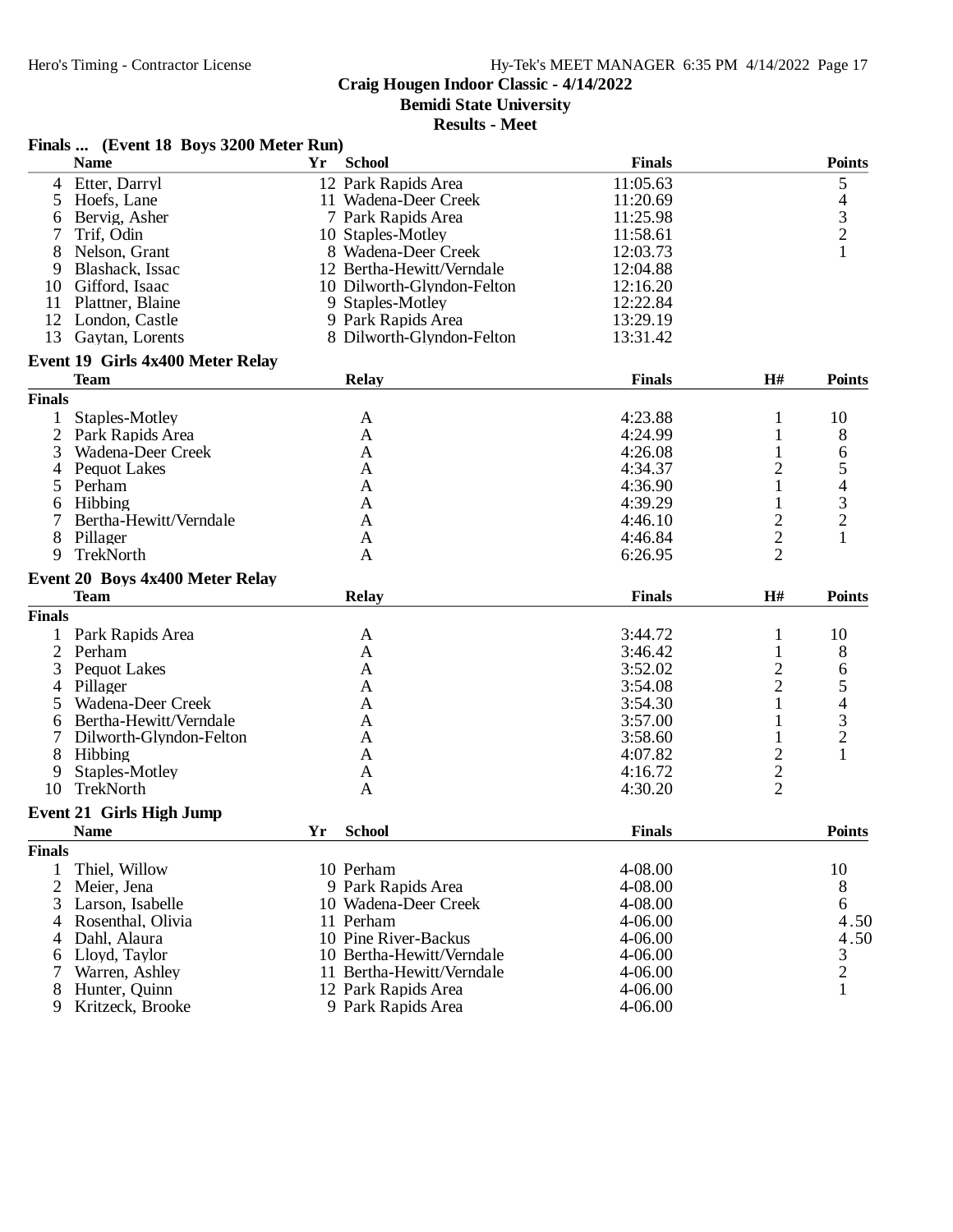## Craig Hougen Indoor Classic - 4/14/2022

**Bemidi State University**

**Results - Meet**

### Finals ... (Event 18 Boys 3200 Meter Run)

| | Name | Yr | School | Finals | Points |
|---|---|---|---|---|---|
| 4 | Etter, Darryl | 12 | Park Rapids Area | 11:05.63 | 5 |
| 5 | Hoefs, Lane | 11 | Wadena-Deer Creek | 11:20.69 | 4 |
| 6 | Bervig, Asher | 7 | Park Rapids Area | 11:25.98 | 3 |
| 7 | Trif, Odin | 10 | Staples-Motley | 11:58.61 | 2 |
| 8 | Nelson, Grant | 8 | Wadena-Deer Creek | 12:03.73 | 1 |
| 9 | Blashack, Issac | 12 | Bertha-Hewitt/Verndale | 12:04.88 | |
| 10 | Gifford, Isaac | 10 | Dilworth-Glyndon-Felton | 12:16.20 | |
| 11 | Plattner, Blaine | 9 | Staples-Motley | 12:22.84 | |
| 12 | London, Castle | 9 | Park Rapids Area | 13:29.19 | |
| 13 | Gaytan, Lorents | 8 | Dilworth-Glyndon-Felton | 13:31.42 | |

### Event 19 Girls 4x400 Meter Relay

| | Team | Relay | Finals | H# | Points |
|---|---|---|---|---|---|
| **Finals** | | | | | |
| 1 | Staples-Motley | A | 4:23.88 | 1 | 10 |
| 2 | Park Rapids Area | A | 4:24.99 | 1 | 8 |
| 3 | Wadena-Deer Creek | A | 4:26.08 | 1 | 6 |
| 4 | Pequot Lakes | A | 4:34.37 | 2 | 5 |
| 5 | Perham | A | 4:36.90 | 1 | 4 |
| 6 | Hibbing | A | 4:39.29 | 1 | 3 |
| 7 | Bertha-Hewitt/Verndale | A | 4:46.10 | 2 | 2 |
| 8 | Pillager | A | 4:46.84 | 2 | 1 |
| 9 | TrekNorth | A | 6:26.95 | 2 | |

### Event 20 Boys 4x400 Meter Relay

| | Team | Relay | Finals | H# | Points |
|---|---|---|---|---|---|
| **Finals** | | | | | |
| 1 | Park Rapids Area | A | 3:44.72 | 1 | 10 |
| 2 | Perham | A | 3:46.42 | 1 | 8 |
| 3 | Pequot Lakes | A | 3:52.02 | 2 | 6 |
| 4 | Pillager | A | 3:54.08 | 2 | 5 |
| 5 | Wadena-Deer Creek | A | 3:54.30 | 1 | 4 |
| 6 | Bertha-Hewitt/Verndale | A | 3:57.00 | 1 | 3 |
| 7 | Dilworth-Glyndon-Felton | A | 3:58.60 | 1 | 2 |
| 8 | Hibbing | A | 4:07.82 | 2 | 1 |
| 9 | Staples-Motley | A | 4:16.72 | 2 | |
| 10 | TrekNorth | A | 4:30.20 | 2 | |

### Event 21 Girls High Jump

| | Name | Yr | School | Finals | Points |
|---|---|---|---|---|---|
| **Finals** | | | | | |
| 1 | Thiel, Willow | 10 | Perham | 4-08.00 | 10 |
| 2 | Meier, Jena | 9 | Park Rapids Area | 4-08.00 | 8 |
| 3 | Larson, Isabelle | 10 | Wadena-Deer Creek | 4-08.00 | 6 |
| 4 | Rosenthal, Olivia | 11 | Perham | 4-06.00 | 4.50 |
| 4 | Dahl, Alaura | 10 | Pine River-Backus | 4-06.00 | 4.50 |
| 6 | Lloyd, Taylor | 10 | Bertha-Hewitt/Verndale | 4-06.00 | 3 |
| 7 | Warren, Ashley | 11 | Bertha-Hewitt/Verndale | 4-06.00 | 2 |
| 8 | Hunter, Quinn | 12 | Park Rapids Area | 4-06.00 | 1 |
| 9 | Kritzeck, Brooke | 9 | Park Rapids Area | 4-06.00 | |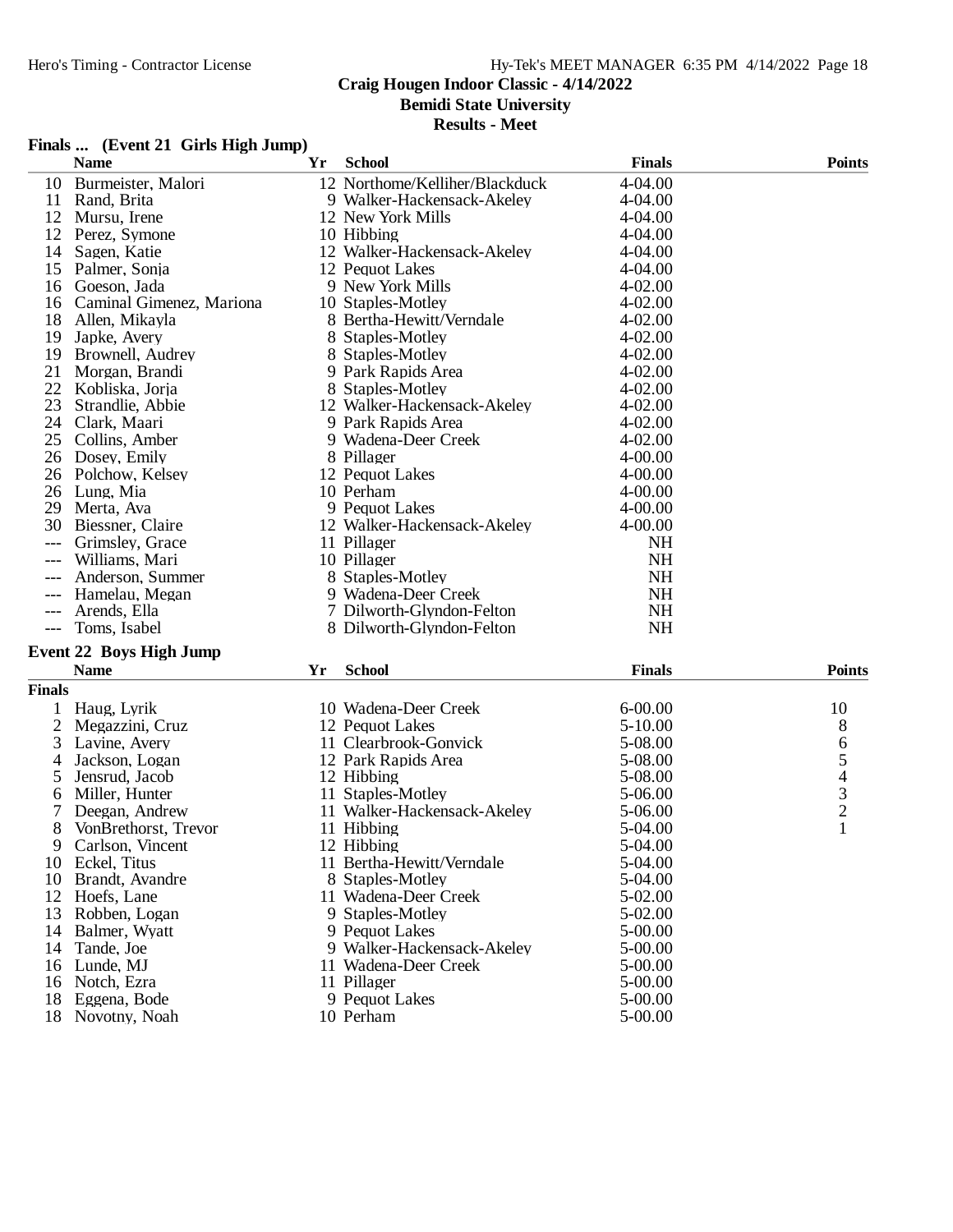# Craig Hougen Indoor Classic - 4/14/2022

**Bemidi State University**

**Results - Meet**

### Finals ... (Event 21 Girls High Jump)

| | Name | Yr | School | Finals | Points |
|---|---|---|---|---|---|
| 10 | Burmeister, Malori | 12 | Northome/Kelliher/Blackduck | 4-04.00 | |
| 11 | Rand, Brita | 9 | Walker-Hackensack-Akeley | 4-04.00 | |
| 12 | Mursu, Irene | 12 | New York Mills | 4-04.00 | |
| 12 | Perez, Symone | 10 | Hibbing | 4-04.00 | |
| 14 | Sagen, Katie | 12 | Walker-Hackensack-Akeley | 4-04.00 | |
| 15 | Palmer, Sonja | 12 | Pequot Lakes | 4-04.00 | |
| 16 | Goeson, Jada | 9 | New York Mills | 4-02.00 | |
| 16 | Caminal Gimenez, Mariona | 10 | Staples-Motley | 4-02.00 | |
| 18 | Allen, Mikayla | 8 | Bertha-Hewitt/Verndale | 4-02.00 | |
| 19 | Japke, Avery | 8 | Staples-Motley | 4-02.00 | |
| 19 | Brownell, Audrey | 8 | Staples-Motley | 4-02.00 | |
| 21 | Morgan, Brandi | 9 | Park Rapids Area | 4-02.00 | |
| 22 | Kobliska, Jorja | 8 | Staples-Motley | 4-02.00 | |
| 23 | Strandlie, Abbie | 12 | Walker-Hackensack-Akeley | 4-02.00 | |
| 24 | Clark, Maari | 9 | Park Rapids Area | 4-02.00 | |
| 25 | Collins, Amber | 9 | Wadena-Deer Creek | 4-02.00 | |
| 26 | Dosey, Emily | 8 | Pillager | 4-00.00 | |
| 26 | Polchow, Kelsey | 12 | Pequot Lakes | 4-00.00 | |
| 26 | Lung, Mia | 10 | Perham | 4-00.00 | |
| 29 | Merta, Ava | 9 | Pequot Lakes | 4-00.00 | |
| 30 | Biessner, Claire | 12 | Walker-Hackensack-Akeley | 4-00.00 | |
| --- | Grimsley, Grace | 11 | Pillager | NH | |
| --- | Williams, Mari | 10 | Pillager | NH | |
| --- | Anderson, Summer | 8 | Staples-Motley | NH | |
| --- | Hamelau, Megan | 9 | Wadena-Deer Creek | NH | |
| --- | Arends, Ella | 7 | Dilworth-Glyndon-Felton | NH | |
| --- | Toms, Isabel | 8 | Dilworth-Glyndon-Felton | NH | |

### Event 22 Boys High Jump

| | Name | Yr | School | Finals | Points |
|---|---|---|---|---|---|
| **Finals** | | | | | |
| 1 | Haug, Lyrik | 10 | Wadena-Deer Creek | 6-00.00 | 10 |
| 2 | Megazzini, Cruz | 12 | Pequot Lakes | 5-10.00 | 8 |
| 3 | Lavine, Avery | 11 | Clearbrook-Gonvick | 5-08.00 | 6 |
| 4 | Jackson, Logan | 12 | Park Rapids Area | 5-08.00 | 5 |
| 5 | Jensrud, Jacob | 12 | Hibbing | 5-08.00 | 4 |
| 6 | Miller, Hunter | 11 | Staples-Motley | 5-06.00 | 3 |
| 7 | Deegan, Andrew | 11 | Walker-Hackensack-Akeley | 5-06.00 | 2 |
| 8 | VonBrethorst, Trevor | 11 | Hibbing | 5-04.00 | 1 |
| 9 | Carlson, Vincent | 12 | Hibbing | 5-04.00 | |
| 10 | Eckel, Titus | 11 | Bertha-Hewitt/Verndale | 5-04.00 | |
| 10 | Brandt, Avandre | 8 | Staples-Motley | 5-04.00 | |
| 12 | Hoefs, Lane | 11 | Wadena-Deer Creek | 5-02.00 | |
| 13 | Robben, Logan | 9 | Staples-Motley | 5-02.00 | |
| 14 | Balmer, Wyatt | 9 | Pequot Lakes | 5-00.00 | |
| 14 | Tande, Joe | 9 | Walker-Hackensack-Akeley | 5-00.00 | |
| 16 | Lunde, MJ | 11 | Wadena-Deer Creek | 5-00.00 | |
| 16 | Notch, Ezra | 11 | Pillager | 5-00.00 | |
| 18 | Eggena, Bode | 9 | Pequot Lakes | 5-00.00 | |
| 18 | Novotny, Noah | 10 | Perham | 5-00.00 | |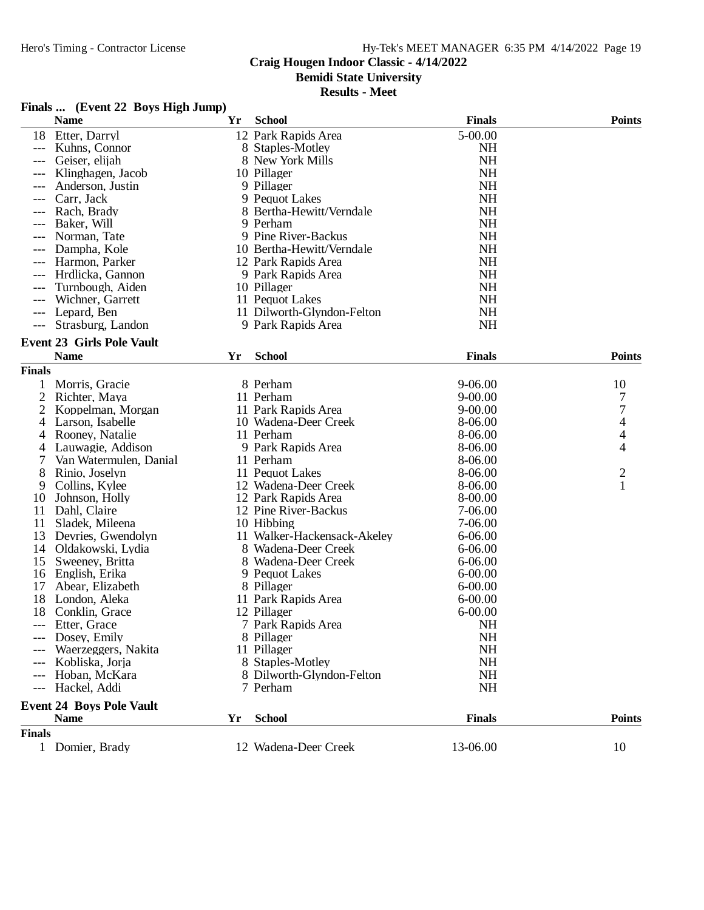# Craig Hougen Indoor Classic - 4/14/2022
## Bemidi State University
### Results - Meet

**Finals ... (Event 22 Boys High Jump)**

| | Name | Yr | School | Finals | Points |
|---|---|---|---|---|---|
| 18 | Etter, Darryl | 12 | Park Rapids Area | 5-00.00 | |
| --- | Kuhns, Connor | 8 | Staples-Motley | NH | |
| --- | Geiser, elijah | 8 | New York Mills | NH | |
| --- | Klinghagen, Jacob | 10 | Pillager | NH | |
| --- | Anderson, Justin | 9 | Pillager | NH | |
| --- | Carr, Jack | 9 | Pequot Lakes | NH | |
| --- | Rach, Brady | 8 | Bertha-Hewitt/Verndale | NH | |
| --- | Baker, Will | 9 | Perham | NH | |
| --- | Norman, Tate | 9 | Pine River-Backus | NH | |
| --- | Dampha, Kole | 10 | Bertha-Hewitt/Verndale | NH | |
| --- | Harmon, Parker | 12 | Park Rapids Area | NH | |
| --- | Hrdlicka, Gannon | 9 | Park Rapids Area | NH | |
| --- | Turnbough, Aiden | 10 | Pillager | NH | |
| --- | Wichner, Garrett | 11 | Pequot Lakes | NH | |
| --- | Lepard, Ben | 11 | Dilworth-Glyndon-Felton | NH | |
| --- | Strasburg, Landon | 9 | Park Rapids Area | NH | |

**Event 23 Girls Pole Vault**

| | Name | Yr | School | Finals | Points |
|---|---|---|---|---|---|
| **Finals** | | | | | |
| 1 | Morris, Gracie | 8 | Perham | 9-06.00 | 10 |
| 2 | Richter, Maya | 11 | Perham | 9-00.00 | 7 |
| 2 | Koppelman, Morgan | 11 | Park Rapids Area | 9-00.00 | 7 |
| 4 | Larson, Isabelle | 10 | Wadena-Deer Creek | 8-06.00 | 4 |
| 4 | Rooney, Natalie | 11 | Perham | 8-06.00 | 4 |
| 4 | Lauwagie, Addison | 9 | Park Rapids Area | 8-06.00 | 4 |
| 7 | Van Watermulen, Danial | 11 | Perham | 8-06.00 | |
| 8 | Rinio, Joselyn | 11 | Pequot Lakes | 8-06.00 | 2 |
| 9 | Collins, Kylee | 12 | Wadena-Deer Creek | 8-06.00 | 1 |
| 10 | Johnson, Holly | 12 | Park Rapids Area | 8-00.00 | |
| 11 | Dahl, Claire | 12 | Pine River-Backus | 7-06.00 | |
| 11 | Sladek, Mileena | 10 | Hibbing | 7-06.00 | |
| 13 | Devries, Gwendolyn | 11 | Walker-Hackensack-Akeley | 6-06.00 | |
| 14 | Oldakowski, Lydia | 8 | Wadena-Deer Creek | 6-06.00 | |
| 15 | Sweeney, Britta | 8 | Wadena-Deer Creek | 6-06.00 | |
| 16 | English, Erika | 9 | Pequot Lakes | 6-00.00 | |
| 17 | Abear, Elizabeth | 8 | Pillager | 6-00.00 | |
| 18 | London, Aleka | 11 | Park Rapids Area | 6-00.00 | |
| 18 | Conklin, Grace | 12 | Pillager | 6-00.00 | |
| --- | Etter, Grace | 7 | Park Rapids Area | NH | |
| --- | Dosey, Emily | 8 | Pillager | NH | |
| --- | Waerzeggers, Nakita | 11 | Pillager | NH | |
| --- | Kobliska, Jorja | 8 | Staples-Motley | NH | |
| --- | Hoban, McKara | 8 | Dilworth-Glyndon-Felton | NH | |
| --- | Hackel, Addi | 7 | Perham | NH | |

**Event 24 Boys Pole Vault**

| | Name | Yr | School | Finals | Points |
|---|---|---|---|---|---|
| **Finals** | | | | | |
| 1 | Domier, Brady | 12 | Wadena-Deer Creek | 13-06.00 | 10 |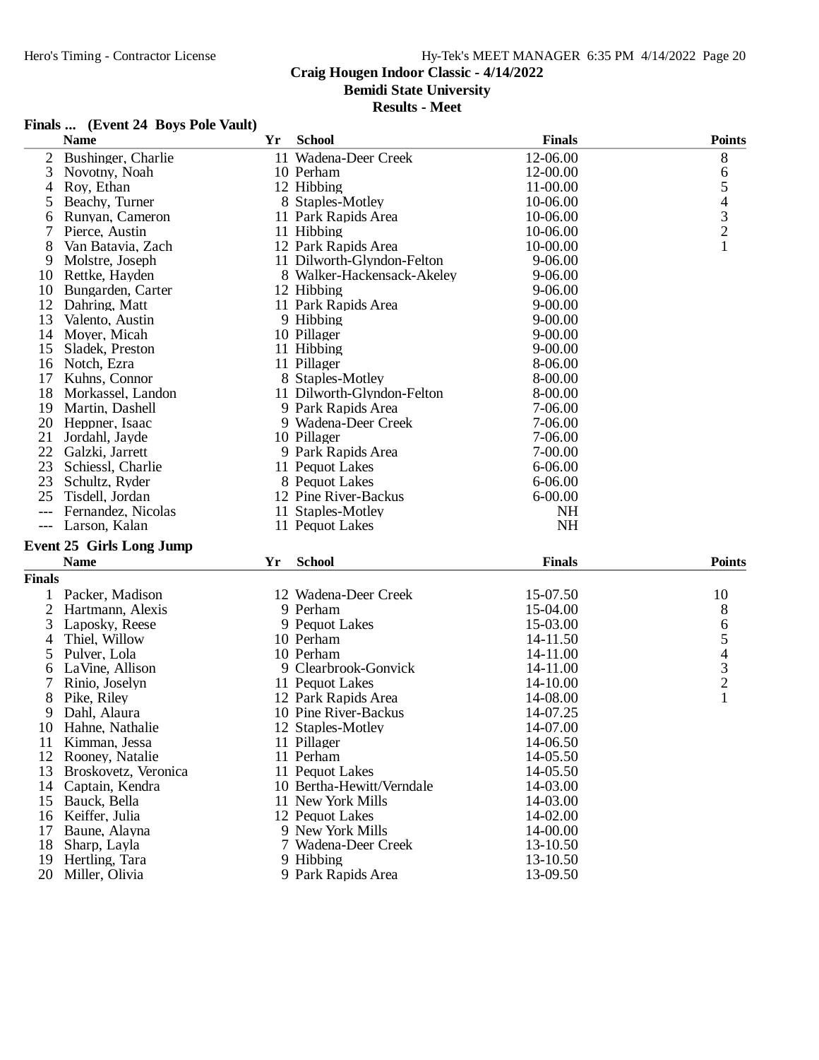## Craig Hougen Indoor Classic - 4/14/2022
### Bemidi State University
### Results - Meet

### Finals ... (Event 24 Boys Pole Vault)

| | Name | Yr | School | Finals | Points |
|---|---|---|---|---|---|
| 2 | Bushinger, Charlie | 11 | Wadena-Deer Creek | 12-06.00 | 8 |
| 3 | Novotny, Noah | 10 | Perham | 12-00.00 | 6 |
| 4 | Roy, Ethan | 12 | Hibbing | 11-00.00 | 5 |
| 5 | Beachy, Turner | 8 | Staples-Motley | 10-06.00 | 4 |
| 6 | Runyan, Cameron | 11 | Park Rapids Area | 10-06.00 | 3 |
| 7 | Pierce, Austin | 11 | Hibbing | 10-06.00 | 2 |
| 8 | Van Batavia, Zach | 12 | Park Rapids Area | 10-00.00 | 1 |
| 9 | Molstre, Joseph | 11 | Dilworth-Glyndon-Felton | 9-06.00 | |
| 10 | Rettke, Hayden | 8 | Walker-Hackensack-Akeley | 9-06.00 | |
| 10 | Bungarden, Carter | 12 | Hibbing | 9-06.00 | |
| 12 | Dahring, Matt | 11 | Park Rapids Area | 9-00.00 | |
| 13 | Valento, Austin | 9 | Hibbing | 9-00.00 | |
| 14 | Moyer, Micah | 10 | Pillager | 9-00.00 | |
| 15 | Sladek, Preston | 11 | Hibbing | 9-00.00 | |
| 16 | Notch, Ezra | 11 | Pillager | 8-06.00 | |
| 17 | Kuhns, Connor | 8 | Staples-Motley | 8-00.00 | |
| 18 | Morkassel, Landon | 11 | Dilworth-Glyndon-Felton | 8-00.00 | |
| 19 | Martin, Dashell | 9 | Park Rapids Area | 7-06.00 | |
| 20 | Heppner, Isaac | 9 | Wadena-Deer Creek | 7-06.00 | |
| 21 | Jordahl, Jayde | 10 | Pillager | 7-06.00 | |
| 22 | Galzki, Jarrett | 9 | Park Rapids Area | 7-00.00 | |
| 23 | Schiessl, Charlie | 11 | Pequot Lakes | 6-06.00 | |
| 23 | Schultz, Ryder | 8 | Pequot Lakes | 6-06.00 | |
| 25 | Tisdell, Jordan | 12 | Pine River-Backus | 6-00.00 | |
| --- | Fernandez, Nicolas | 11 | Staples-Motley | NH | |
| --- | Larson, Kalan | 11 | Pequot Lakes | NH | |

### Event 25 Girls Long Jump

**Finals**

| | Name | Yr | School | Finals | Points |
|---|---|---|---|---|---|
| 1 | Packer, Madison | 12 | Wadena-Deer Creek | 15-07.50 | 10 |
| 2 | Hartmann, Alexis | 9 | Perham | 15-04.00 | 8 |
| 3 | Laposky, Reese | 9 | Pequot Lakes | 15-03.00 | 6 |
| 4 | Thiel, Willow | 10 | Perham | 14-11.50 | 5 |
| 5 | Pulver, Lola | 10 | Perham | 14-11.00 | 4 |
| 6 | LaVine, Allison | 9 | Clearbrook-Gonvick | 14-11.00 | 3 |
| 7 | Rinio, Joselyn | 11 | Pequot Lakes | 14-10.00 | 2 |
| 8 | Pike, Riley | 12 | Park Rapids Area | 14-08.00 | 1 |
| 9 | Dahl, Alaura | 10 | Pine River-Backus | 14-07.25 | |
| 10 | Hahne, Nathalie | 12 | Staples-Motley | 14-07.00 | |
| 11 | Kimman, Jessa | 11 | Pillager | 14-06.50 | |
| 12 | Rooney, Natalie | 11 | Perham | 14-05.50 | |
| 13 | Broskovetz, Veronica | 11 | Pequot Lakes | 14-05.50 | |
| 14 | Captain, Kendra | 10 | Bertha-Hewitt/Verndale | 14-03.00 | |
| 15 | Bauck, Bella | 11 | New York Mills | 14-03.00 | |
| 16 | Keiffer, Julia | 12 | Pequot Lakes | 14-02.00 | |
| 17 | Baune, Alayna | 9 | New York Mills | 14-00.00 | |
| 18 | Sharp, Layla | 7 | Wadena-Deer Creek | 13-10.50 | |
| 19 | Hertling, Tara | 9 | Hibbing | 13-10.50 | |
| 20 | Miller, Olivia | 9 | Park Rapids Area | 13-09.50 | |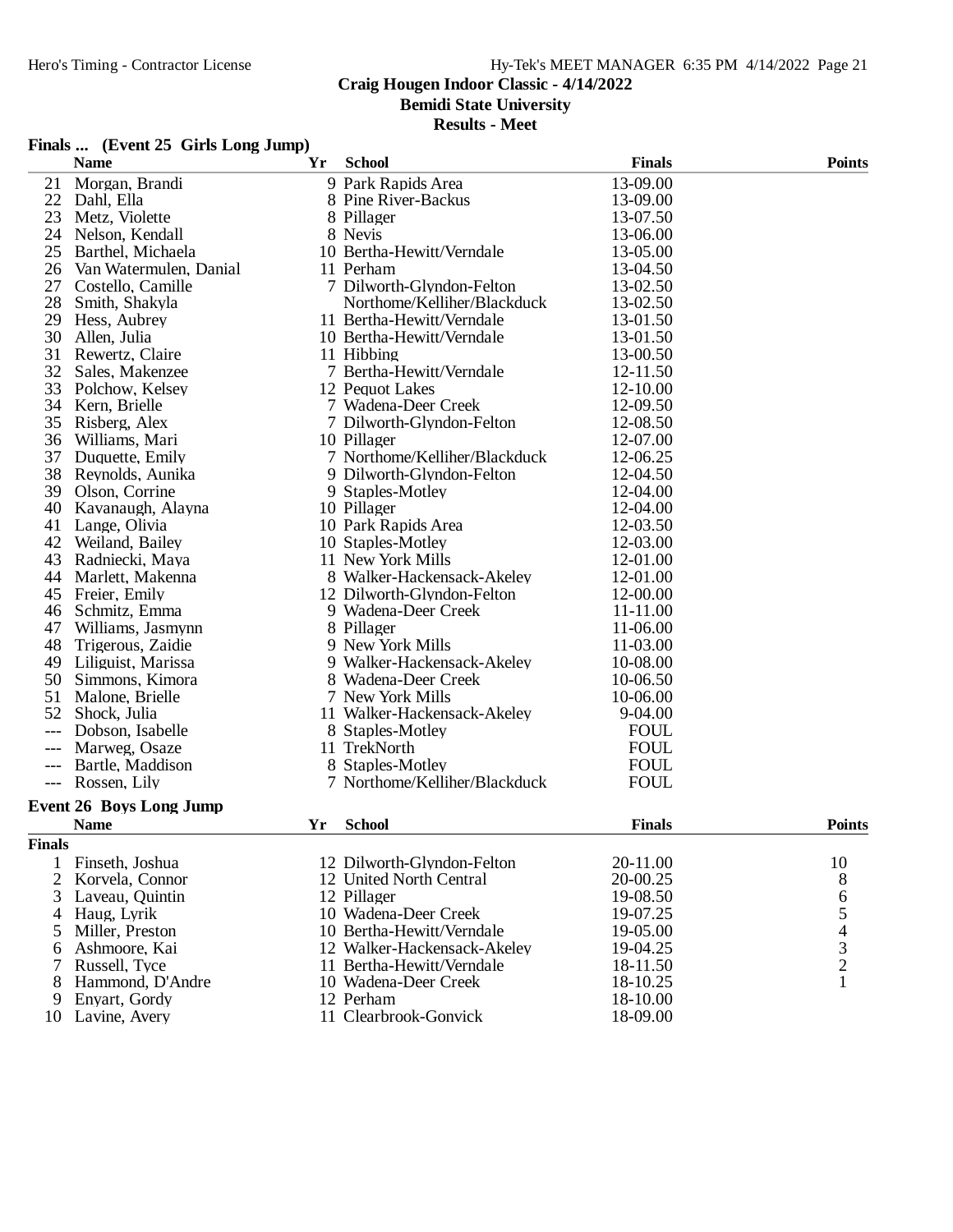# Craig Hougen Indoor Classic - 4/14/2022

**Bemidi State University**

**Results - Meet**

## Finals ... (Event 25 Girls Long Jump)

| | Name | Yr | School | Finals | Points |
|---|---|---|---|---|---|
| 21 | Morgan, Brandi | 9 | Park Rapids Area | 13-09.00 | |
| 22 | Dahl, Ella | 8 | Pine River-Backus | 13-09.00 | |
| 23 | Metz, Violette | 8 | Pillager | 13-07.50 | |
| 24 | Nelson, Kendall | 8 | Nevis | 13-06.00 | |
| 25 | Barthel, Michaela | 10 | Bertha-Hewitt/Verndale | 13-05.00 | |
| 26 | Van Watermulen, Danial | 11 | Perham | 13-04.50 | |
| 27 | Costello, Camille | 7 | Dilworth-Glyndon-Felton | 13-02.50 | |
| 28 | Smith, Shakyla | | Northome/Kelliher/Blackduck | 13-02.50 | |
| 29 | Hess, Aubrey | 11 | Bertha-Hewitt/Verndale | 13-01.50 | |
| 30 | Allen, Julia | 10 | Bertha-Hewitt/Verndale | 13-01.50 | |
| 31 | Rewertz, Claire | 11 | Hibbing | 13-00.50 | |
| 32 | Sales, Makenzee | 7 | Bertha-Hewitt/Verndale | 12-11.50 | |
| 33 | Polchow, Kelsey | 12 | Pequot Lakes | 12-10.00 | |
| 34 | Kern, Brielle | 7 | Wadena-Deer Creek | 12-09.50 | |
| 35 | Risberg, Alex | 7 | Dilworth-Glyndon-Felton | 12-08.50 | |
| 36 | Williams, Mari | 10 | Pillager | 12-07.00 | |
| 37 | Duquette, Emily | 7 | Northome/Kelliher/Blackduck | 12-06.25 | |
| 38 | Reynolds, Aunika | 9 | Dilworth-Glyndon-Felton | 12-04.50 | |
| 39 | Olson, Corrine | 9 | Staples-Motley | 12-04.00 | |
| 40 | Kavanaugh, Alayna | 10 | Pillager | 12-04.00 | |
| 41 | Lange, Olivia | 10 | Park Rapids Area | 12-03.50 | |
| 42 | Weiland, Bailey | 10 | Staples-Motley | 12-03.00 | |
| 43 | Radniecki, Maya | 11 | New York Mills | 12-01.00 | |
| 44 | Marlett, Makenna | 8 | Walker-Hackensack-Akeley | 12-01.00 | |
| 45 | Freier, Emily | 12 | Dilworth-Glyndon-Felton | 12-00.00 | |
| 46 | Schmitz, Emma | 9 | Wadena-Deer Creek | 11-11.00 | |
| 47 | Williams, Jasmynn | 8 | Pillager | 11-06.00 | |
| 48 | Trigerous, Zaidie | 9 | New York Mills | 11-03.00 | |
| 49 | Liliguist, Marissa | 9 | Walker-Hackensack-Akeley | 10-08.00 | |
| 50 | Simmons, Kimora | 8 | Wadena-Deer Creek | 10-06.50 | |
| 51 | Malone, Brielle | 7 | New York Mills | 10-06.00 | |
| 52 | Shock, Julia | 11 | Walker-Hackensack-Akeley | 9-04.00 | |
| --- | Dobson, Isabelle | 8 | Staples-Motley | FOUL | |
| --- | Marweg, Osaze | 11 | TrekNorth | FOUL | |
| --- | Bartle, Maddison | 8 | Staples-Motley | FOUL | |
| --- | Rossen, Lily | 7 | Northome/Kelliher/Blackduck | FOUL | |

## Event 26 Boys Long Jump

**Finals**

| | Name | Yr | School | Finals | Points |
|---|---|---|---|---|---|
| 1 | Finseth, Joshua | 12 | Dilworth-Glyndon-Felton | 20-11.00 | 10 |
| 2 | Korvela, Connor | 12 | United North Central | 20-00.25 | 8 |
| 3 | Laveau, Quintin | 12 | Pillager | 19-08.50 | 6 |
| 4 | Haug, Lyrik | 10 | Wadena-Deer Creek | 19-07.25 | 5 |
| 5 | Miller, Preston | 10 | Bertha-Hewitt/Verndale | 19-05.00 | 4 |
| 6 | Ashmoore, Kai | 12 | Walker-Hackensack-Akeley | 19-04.25 | 3 |
| 7 | Russell, Tyce | 11 | Bertha-Hewitt/Verndale | 18-11.50 | 2 |
| 8 | Hammond, D'Andre | 10 | Wadena-Deer Creek | 18-10.25 | 1 |
| 9 | Enyart, Gordy | 12 | Perham | 18-10.00 | |
| 10 | Lavine, Avery | 11 | Clearbrook-Gonvick | 18-09.00 | |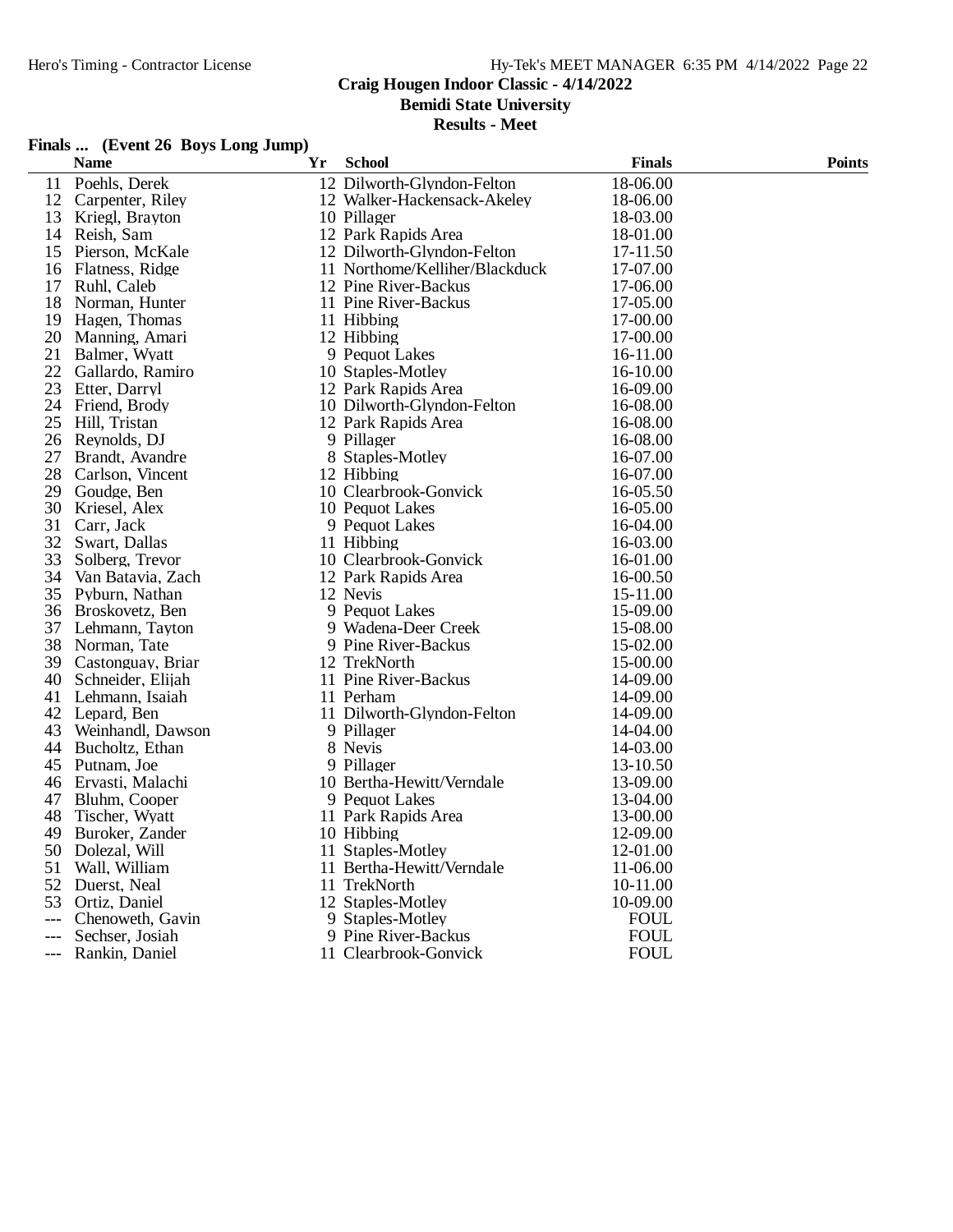# Craig Hougen Indoor Classic - 4/14/2022

## Bemidi State University

### Results - Meet

**Finals ... (Event 26 Boys Long Jump)**

| | Name | Yr | School | Finals | Points |
|---|---|---|---|---|---|
| 11 | Poehls, Derek | 12 | Dilworth-Glyndon-Felton | 18-06.00 | |
| 12 | Carpenter, Riley | 12 | Walker-Hackensack-Akeley | 18-06.00 | |
| 13 | Kriegl, Brayton | 10 | Pillager | 18-03.00 | |
| 14 | Reish, Sam | 12 | Park Rapids Area | 18-01.00 | |
| 15 | Pierson, McKale | 12 | Dilworth-Glyndon-Felton | 17-11.50 | |
| 16 | Flatness, Ridge | 11 | Northome/Kelliher/Blackduck | 17-07.00 | |
| 17 | Ruhl, Caleb | 12 | Pine River-Backus | 17-06.00 | |
| 18 | Norman, Hunter | 11 | Pine River-Backus | 17-05.00 | |
| 19 | Hagen, Thomas | 11 | Hibbing | 17-00.00 | |
| 20 | Manning, Amari | 12 | Hibbing | 17-00.00 | |
| 21 | Balmer, Wyatt | 9 | Pequot Lakes | 16-11.00 | |
| 22 | Gallardo, Ramiro | 10 | Staples-Motley | 16-10.00 | |
| 23 | Etter, Darryl | 12 | Park Rapids Area | 16-09.00 | |
| 24 | Friend, Brody | 10 | Dilworth-Glyndon-Felton | 16-08.00 | |
| 25 | Hill, Tristan | 12 | Park Rapids Area | 16-08.00 | |
| 26 | Reynolds, DJ | 9 | Pillager | 16-08.00 | |
| 27 | Brandt, Avandre | 8 | Staples-Motley | 16-07.00 | |
| 28 | Carlson, Vincent | 12 | Hibbing | 16-07.00 | |
| 29 | Goudge, Ben | 10 | Clearbrook-Gonvick | 16-05.50 | |
| 30 | Kriesel, Alex | 10 | Pequot Lakes | 16-05.00 | |
| 31 | Carr, Jack | 9 | Pequot Lakes | 16-04.00 | |
| 32 | Swart, Dallas | 11 | Hibbing | 16-03.00 | |
| 33 | Solberg, Trevor | 10 | Clearbrook-Gonvick | 16-01.00 | |
| 34 | Van Batavia, Zach | 12 | Park Rapids Area | 16-00.50 | |
| 35 | Pyburn, Nathan | 12 | Nevis | 15-11.00 | |
| 36 | Broskovetz, Ben | 9 | Pequot Lakes | 15-09.00 | |
| 37 | Lehmann, Tayton | 9 | Wadena-Deer Creek | 15-08.00 | |
| 38 | Norman, Tate | 9 | Pine River-Backus | 15-02.00 | |
| 39 | Castonguay, Briar | 12 | TrekNorth | 15-00.00 | |
| 40 | Schneider, Elijah | 11 | Pine River-Backus | 14-09.00 | |
| 41 | Lehmann, Isaiah | 11 | Perham | 14-09.00 | |
| 42 | Lepard, Ben | 11 | Dilworth-Glyndon-Felton | 14-09.00 | |
| 43 | Weinhandl, Dawson | 9 | Pillager | 14-04.00 | |
| 44 | Bucholtz, Ethan | 8 | Nevis | 14-03.00 | |
| 45 | Putnam, Joe | 9 | Pillager | 13-10.50 | |
| 46 | Ervasti, Malachi | 10 | Bertha-Hewitt/Verndale | 13-09.00 | |
| 47 | Bluhm, Cooper | 9 | Pequot Lakes | 13-04.00 | |
| 48 | Tischer, Wyatt | 11 | Park Rapids Area | 13-00.00 | |
| 49 | Buroker, Zander | 10 | Hibbing | 12-09.00 | |
| 50 | Dolezal, Will | 11 | Staples-Motley | 12-01.00 | |
| 51 | Wall, William | 11 | Bertha-Hewitt/Verndale | 11-06.00 | |
| 52 | Duerst, Neal | 11 | TrekNorth | 10-11.00 | |
| 53 | Ortiz, Daniel | 12 | Staples-Motley | 10-09.00 | |
| --- | Chenoweth, Gavin | 9 | Staples-Motley | FOUL | |
| --- | Sechser, Josiah | 9 | Pine River-Backus | FOUL | |
| --- | Rankin, Daniel | 11 | Clearbrook-Gonvick | FOUL | |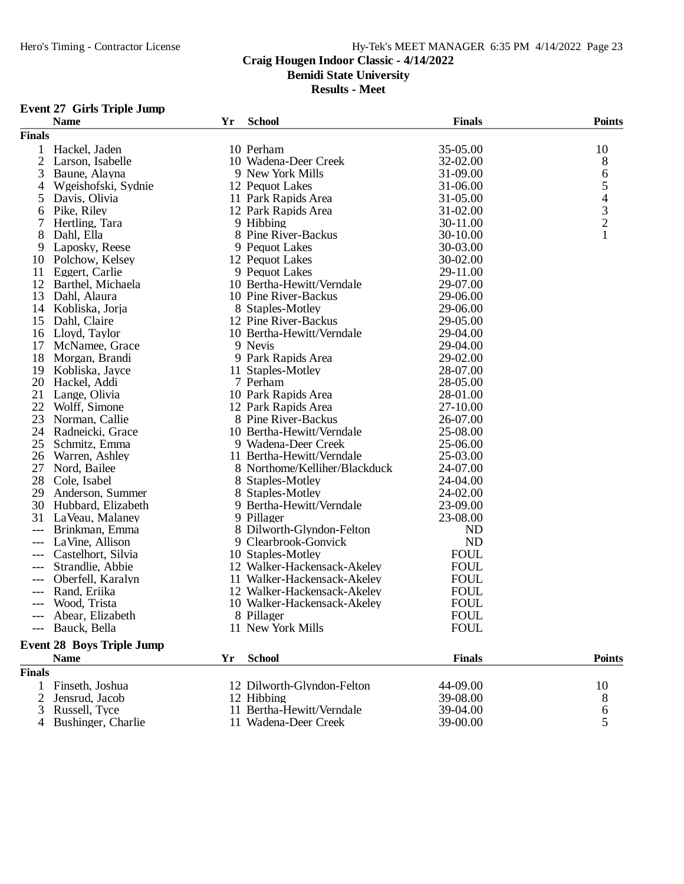## Craig Hougen Indoor Classic - 4/14/2022
## Bemidi State University
## Results - Meet

### Event 27 Girls Triple Jump

| | Name | Yr | School | Finals | Points |
|---|---|---|---|---|---|
| **Finals** | | | | | |
| 1 | Hackel, Jaden | 10 | Perham | 35-05.00 | 10 |
| 2 | Larson, Isabelle | 10 | Wadena-Deer Creek | 32-02.00 | 8 |
| 3 | Baune, Alayna | 9 | New York Mills | 31-09.00 | 6 |
| 4 | Wgeishofski, Sydnie | 12 | Pequot Lakes | 31-06.00 | 5 |
| 5 | Davis, Olivia | 11 | Park Rapids Area | 31-05.00 | 4 |
| 6 | Pike, Riley | 12 | Park Rapids Area | 31-02.00 | 3 |
| 7 | Hertling, Tara | 9 | Hibbing | 30-11.00 | 2 |
| 8 | Dahl, Ella | 8 | Pine River-Backus | 30-10.00 | 1 |
| 9 | Laposky, Reese | 9 | Pequot Lakes | 30-03.00 | |
| 10 | Polchow, Kelsey | 12 | Pequot Lakes | 30-02.00 | |
| 11 | Eggert, Carlie | 9 | Pequot Lakes | 29-11.00 | |
| 12 | Barthel, Michaela | 10 | Bertha-Hewitt/Verndale | 29-07.00 | |
| 13 | Dahl, Alaura | 10 | Pine River-Backus | 29-06.00 | |
| 14 | Kobliska, Jorja | 8 | Staples-Motley | 29-06.00 | |
| 15 | Dahl, Claire | 12 | Pine River-Backus | 29-05.00 | |
| 16 | Lloyd, Taylor | 10 | Bertha-Hewitt/Verndale | 29-04.00 | |
| 17 | McNamee, Grace | 9 | Nevis | 29-04.00 | |
| 18 | Morgan, Brandi | 9 | Park Rapids Area | 29-02.00 | |
| 19 | Kobliska, Jayce | 11 | Staples-Motley | 28-07.00 | |
| 20 | Hackel, Addi | 7 | Perham | 28-05.00 | |
| 21 | Lange, Olivia | 10 | Park Rapids Area | 28-01.00 | |
| 22 | Wolff, Simone | 12 | Park Rapids Area | 27-10.00 | |
| 23 | Norman, Callie | 8 | Pine River-Backus | 26-07.00 | |
| 24 | Radneicki, Grace | 10 | Bertha-Hewitt/Verndale | 25-08.00 | |
| 25 | Schmitz, Emma | 9 | Wadena-Deer Creek | 25-06.00 | |
| 26 | Warren, Ashley | 11 | Bertha-Hewitt/Verndale | 25-03.00 | |
| 27 | Nord, Bailee | 8 | Northome/Kelliher/Blackduck | 24-07.00 | |
| 28 | Cole, Isabel | 8 | Staples-Motley | 24-04.00 | |
| 29 | Anderson, Summer | 8 | Staples-Motley | 24-02.00 | |
| 30 | Hubbard, Elizabeth | 9 | Bertha-Hewitt/Verndale | 23-09.00 | |
| 31 | LaVeau, Malaney | 9 | Pillager | 23-08.00 | |
| --- | Brinkman, Emma | 8 | Dilworth-Glyndon-Felton | ND | |
| --- | LaVine, Allison | 9 | Clearbrook-Gonvick | ND | |
| --- | Castelhort, Silvia | 10 | Staples-Motley | FOUL | |
| --- | Strandlie, Abbie | 12 | Walker-Hackensack-Akeley | FOUL | |
| --- | Oberfell, Karalyn | 11 | Walker-Hackensack-Akeley | FOUL | |
| --- | Rand, Eriika | 12 | Walker-Hackensack-Akeley | FOUL | |
| --- | Wood, Trista | 10 | Walker-Hackensack-Akeley | FOUL | |
| --- | Abear, Elizabeth | 8 | Pillager | FOUL | |
| --- | Bauck, Bella | 11 | New York Mills | FOUL | |

### Event 28 Boys Triple Jump

| | Name | Yr | School | Finals | Points |
|---|---|---|---|---|---|
| **Finals** | | | | | |
| 1 | Finseth, Joshua | 12 | Dilworth-Glyndon-Felton | 44-09.00 | 10 |
| 2 | Jensrud, Jacob | 12 | Hibbing | 39-08.00 | 8 |
| 3 | Russell, Tyce | 11 | Bertha-Hewitt/Verndale | 39-04.00 | 6 |
| 4 | Bushinger, Charlie | 11 | Wadena-Deer Creek | 39-00.00 | 5 |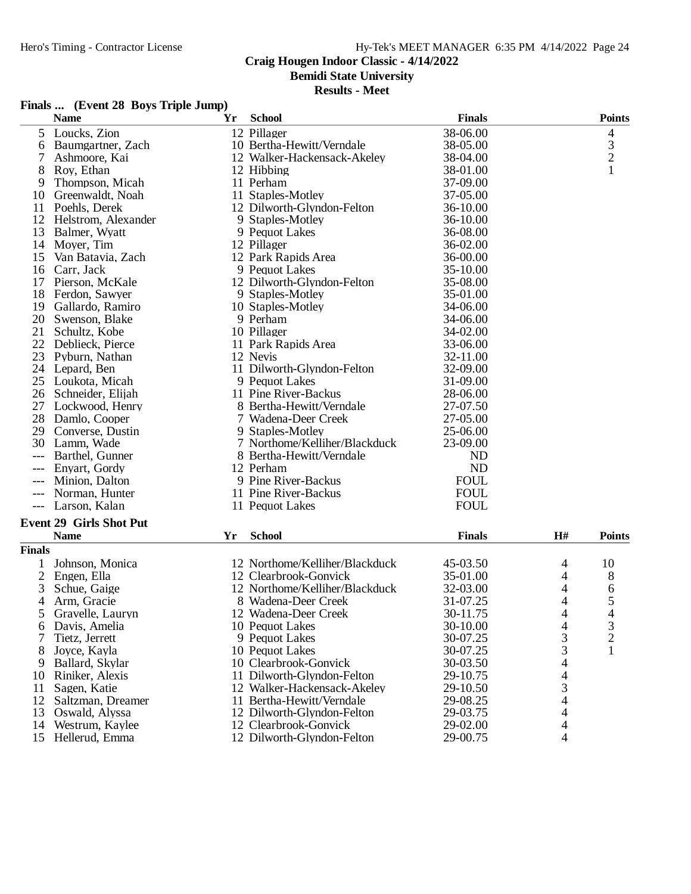Craig Hougen Indoor Classic - 4/14/2022
Bemidi State University
Results - Meet

### Finals ... (Event 28 Boys Triple Jump)

| | Name | Yr | School | Finals | Points |
|---|---|---|---|---|---|
| 5 | Loucks, Zion | 12 | Pillager | 38-06.00 | 4 |
| 6 | Baumgartner, Zach | 10 | Bertha-Hewitt/Verndale | 38-05.00 | 3 |
| 7 | Ashmoore, Kai | 12 | Walker-Hackensack-Akeley | 38-04.00 | 2 |
| 8 | Roy, Ethan | 12 | Hibbing | 38-01.00 | 1 |
| 9 | Thompson, Micah | 11 | Perham | 37-09.00 | |
| 10 | Greenwaldt, Noah | 11 | Staples-Motley | 37-05.00 | |
| 11 | Poehls, Derek | 12 | Dilworth-Glyndon-Felton | 36-10.00 | |
| 12 | Helstrom, Alexander | 9 | Staples-Motley | 36-10.00 | |
| 13 | Balmer, Wyatt | 9 | Pequot Lakes | 36-08.00 | |
| 14 | Moyer, Tim | 12 | Pillager | 36-02.00 | |
| 15 | Van Batavia, Zach | 12 | Park Rapids Area | 36-00.00 | |
| 16 | Carr, Jack | 9 | Pequot Lakes | 35-10.00 | |
| 17 | Pierson, McKale | 12 | Dilworth-Glyndon-Felton | 35-08.00 | |
| 18 | Ferdon, Sawyer | 9 | Staples-Motley | 35-01.00 | |
| 19 | Gallardo, Ramiro | 10 | Staples-Motley | 34-06.00 | |
| 20 | Swenson, Blake | 9 | Perham | 34-06.00 | |
| 21 | Schultz, Kobe | 10 | Pillager | 34-02.00 | |
| 22 | Deblieck, Pierce | 11 | Park Rapids Area | 33-06.00 | |
| 23 | Pyburn, Nathan | 12 | Nevis | 32-11.00 | |
| 24 | Lepard, Ben | 11 | Dilworth-Glyndon-Felton | 32-09.00 | |
| 25 | Loukota, Micah | 9 | Pequot Lakes | 31-09.00 | |
| 26 | Schneider, Elijah | 11 | Pine River-Backus | 28-06.00 | |
| 27 | Lockwood, Henry | 8 | Bertha-Hewitt/Verndale | 27-07.50 | |
| 28 | Damlo, Cooper | 7 | Wadena-Deer Creek | 27-05.00 | |
| 29 | Converse, Dustin | 9 | Staples-Motley | 25-06.00 | |
| 30 | Lamm, Wade | 7 | Northome/Kelliher/Blackduck | 23-09.00 | |
| --- | Barthel, Gunner | 8 | Bertha-Hewitt/Verndale | ND | |
| --- | Enyart, Gordy | 12 | Perham | ND | |
| --- | Minion, Dalton | 9 | Pine River-Backus | FOUL | |
| --- | Norman, Hunter | 11 | Pine River-Backus | FOUL | |
| --- | Larson, Kalan | 11 | Pequot Lakes | FOUL | |

### Event 29 Girls Shot Put

**Finals**

| | Name | Yr | School | Finals | H# | Points |
|---|---|---|---|---|---|---|
| 1 | Johnson, Monica | 12 | Northome/Kelliher/Blackduck | 45-03.50 | 4 | 10 |
| 2 | Engen, Ella | 12 | Clearbrook-Gonvick | 35-01.00 | 4 | 8 |
| 3 | Schue, Gaige | 12 | Northome/Kelliher/Blackduck | 32-03.00 | 4 | 6 |
| 4 | Arm, Gracie | 8 | Wadena-Deer Creek | 31-07.25 | 4 | 5 |
| 5 | Gravelle, Lauryn | 12 | Wadena-Deer Creek | 30-11.75 | 4 | 4 |
| 6 | Davis, Amelia | 10 | Pequot Lakes | 30-10.00 | 4 | 3 |
| 7 | Tietz, Jerrett | 9 | Pequot Lakes | 30-07.25 | 3 | 2 |
| 8 | Joyce, Kayla | 10 | Pequot Lakes | 30-07.25 | 3 | 1 |
| 9 | Ballard, Skylar | 10 | Clearbrook-Gonvick | 30-03.50 | 4 | |
| 10 | Riniker, Alexis | 11 | Dilworth-Glyndon-Felton | 29-10.75 | 4 | |
| 11 | Sagen, Katie | 12 | Walker-Hackensack-Akeley | 29-10.50 | 3 | |
| 12 | Saltzman, Dreamer | 11 | Bertha-Hewitt/Verndale | 29-08.25 | 4 | |
| 13 | Oswald, Alyssa | 12 | Dilworth-Glyndon-Felton | 29-03.75 | 4 | |
| 14 | Westrum, Kaylee | 12 | Clearbrook-Gonvick | 29-02.00 | 4 | |
| 15 | Hellerud, Emma | 12 | Dilworth-Glyndon-Felton | 29-00.75 | 4 | |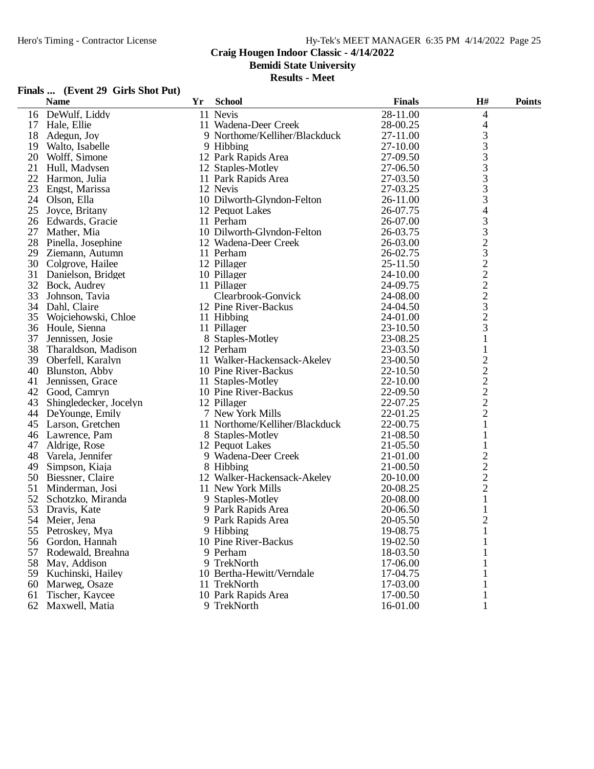# Craig Hougen Indoor Classic - 4/14/2022

## Bemidi State University

### Results - Meet

**Finals ... (Event 29 Girls Shot Put)**

| | Name | Yr | School | Finals | H# | Points |
|---|---|---|---|---|---|---|
| 16 | DeWulf, Liddy | 11 | Nevis | 28-11.00 | 4 | |
| 17 | Hale, Ellie | 11 | Wadena-Deer Creek | 28-00.25 | 4 | |
| 18 | Adegun, Joy | 9 | Northome/Kelliher/Blackduck | 27-11.00 | 3 | |
| 19 | Walto, Isabelle | 9 | Hibbing | 27-10.00 | 3 | |
| 20 | Wolff, Simone | 12 | Park Rapids Area | 27-09.50 | 3 | |
| 21 | Hull, Madysen | 12 | Staples-Motley | 27-06.50 | 3 | |
| 22 | Harmon, Julia | 11 | Park Rapids Area | 27-03.50 | 3 | |
| 23 | Engst, Marissa | 12 | Nevis | 27-03.25 | 3 | |
| 24 | Olson, Ella | 10 | Dilworth-Glyndon-Felton | 26-11.00 | 3 | |
| 25 | Joyce, Britany | 12 | Pequot Lakes | 26-07.75 | 4 | |
| 26 | Edwards, Gracie | 11 | Perham | 26-07.00 | 3 | |
| 27 | Mather, Mia | 10 | Dilworth-Glyndon-Felton | 26-03.75 | 3 | |
| 28 | Pinella, Josephine | 12 | Wadena-Deer Creek | 26-03.00 | 2 | |
| 29 | Ziemann, Autumn | 11 | Perham | 26-02.75 | 3 | |
| 30 | Colgrove, Hailee | 12 | Pillager | 25-11.50 | 2 | |
| 31 | Danielson, Bridget | 10 | Pillager | 24-10.00 | 2 | |
| 32 | Bock, Audrey | 11 | Pillager | 24-09.75 | 2 | |
| 33 | Johnson, Tavia | | Clearbrook-Gonvick | 24-08.00 | 2 | |
| 34 | Dahl, Claire | 12 | Pine River-Backus | 24-04.50 | 3 | |
| 35 | Wojciehowski, Chloe | 11 | Hibbing | 24-01.00 | 2 | |
| 36 | Houle, Sienna | 11 | Pillager | 23-10.50 | 3 | |
| 37 | Jennissen, Josie | 8 | Staples-Motley | 23-08.25 | 1 | |
| 38 | Tharaldson, Madison | 12 | Perham | 23-03.50 | 1 | |
| 39 | Oberfell, Karalyn | 11 | Walker-Hackensack-Akeley | 23-00.50 | 2 | |
| 40 | Blunston, Abby | 10 | Pine River-Backus | 22-10.50 | 2 | |
| 41 | Jennissen, Grace | 11 | Staples-Motley | 22-10.00 | 2 | |
| 42 | Good, Camryn | 10 | Pine River-Backus | 22-09.50 | 2 | |
| 43 | Shingledecker, Jocelyn | 12 | Pillager | 22-07.25 | 2 | |
| 44 | DeYounge, Emily | 7 | New York Mills | 22-01.25 | 2 | |
| 45 | Larson, Gretchen | 11 | Northome/Kelliher/Blackduck | 22-00.75 | 1 | |
| 46 | Lawrence, Pam | 8 | Staples-Motley | 21-08.50 | 1 | |
| 47 | Aldrige, Rose | 12 | Pequot Lakes | 21-05.50 | 1 | |
| 48 | Varela, Jennifer | 9 | Wadena-Deer Creek | 21-01.00 | 2 | |
| 49 | Simpson, Kiaja | 8 | Hibbing | 21-00.50 | 2 | |
| 50 | Biessner, Claire | 12 | Walker-Hackensack-Akeley | 20-10.00 | 2 | |
| 51 | Minderman, Josi | 11 | New York Mills | 20-08.25 | 2 | |
| 52 | Schotzko, Miranda | 9 | Staples-Motley | 20-08.00 | 1 | |
| 53 | Dravis, Kate | 9 | Park Rapids Area | 20-06.50 | 1 | |
| 54 | Meier, Jena | 9 | Park Rapids Area | 20-05.50 | 2 | |
| 55 | Petroskey, Mya | 9 | Hibbing | 19-08.75 | 1 | |
| 56 | Gordon, Hannah | 10 | Pine River-Backus | 19-02.50 | 1 | |
| 57 | Rodewald, Breahna | 9 | Perham | 18-03.50 | 1 | |
| 58 | May, Addison | 9 | TrekNorth | 17-06.00 | 1 | |
| 59 | Kuchinski, Hailey | 10 | Bertha-Hewitt/Verndale | 17-04.75 | 1 | |
| 60 | Marweg, Osaze | 11 | TrekNorth | 17-03.00 | 1 | |
| 61 | Tischer, Kaycee | 10 | Park Rapids Area | 17-00.50 | 1 | |
| 62 | Maxwell, Matia | 9 | TrekNorth | 16-01.00 | 1 | |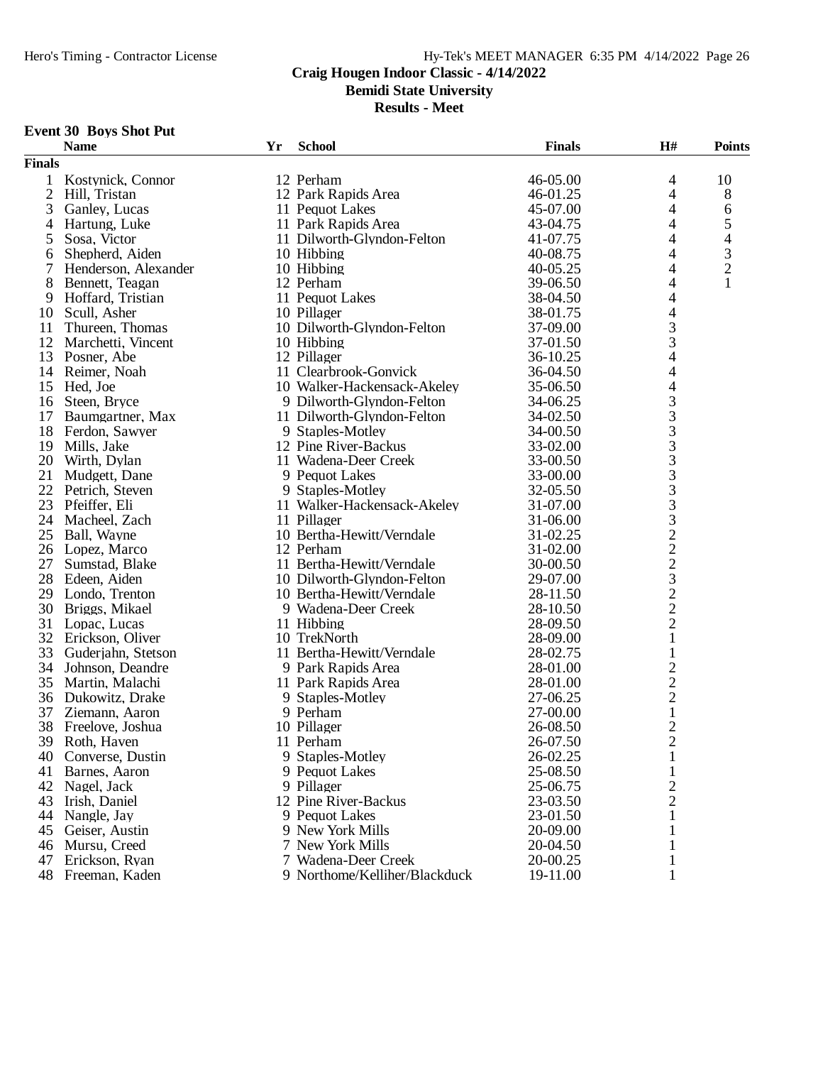**Craig Hougen Indoor Classic - 4/14/2022**

**Bemidi State University**

**Results - Meet**

### Event 30 Boys Shot Put

| | Name | Yr | School | Finals | H# | Points |
|---|---|---|---|---|---|---|
| **Finals** | | | | | | |
| 1 | Kostynick, Connor | 12 | Perham | 46-05.00 | 4 | 10 |
| 2 | Hill, Tristan | 12 | Park Rapids Area | 46-01.25 | 4 | 8 |
| 3 | Ganley, Lucas | 11 | Pequot Lakes | 45-07.00 | 4 | 6 |
| 4 | Hartung, Luke | 11 | Park Rapids Area | 43-04.75 | 4 | 5 |
| 5 | Sosa, Victor | 11 | Dilworth-Glyndon-Felton | 41-07.75 | 4 | 4 |
| 6 | Shepherd, Aiden | 10 | Hibbing | 40-08.75 | 4 | 3 |
| 7 | Henderson, Alexander | 10 | Hibbing | 40-05.25 | 4 | 2 |
| 8 | Bennett, Teagan | 12 | Perham | 39-06.50 | 4 | 1 |
| 9 | Hoffard, Tristian | 11 | Pequot Lakes | 38-04.50 | 4 | |
| 10 | Scull, Asher | 10 | Pillager | 38-01.75 | 4 | |
| 11 | Thureen, Thomas | 10 | Dilworth-Glyndon-Felton | 37-09.00 | 3 | |
| 12 | Marchetti, Vincent | 10 | Hibbing | 37-01.50 | 3 | |
| 13 | Posner, Abe | 12 | Pillager | 36-10.25 | 4 | |
| 14 | Reimer, Noah | 11 | Clearbrook-Gonvick | 36-04.50 | 4 | |
| 15 | Hed, Joe | 10 | Walker-Hackensack-Akeley | 35-06.50 | 4 | |
| 16 | Steen, Bryce | 9 | Dilworth-Glyndon-Felton | 34-06.25 | 3 | |
| 17 | Baumgartner, Max | 11 | Dilworth-Glyndon-Felton | 34-02.50 | 3 | |
| 18 | Ferdon, Sawyer | 9 | Staples-Motley | 34-00.50 | 3 | |
| 19 | Mills, Jake | 12 | Pine River-Backus | 33-02.00 | 3 | |
| 20 | Wirth, Dylan | 11 | Wadena-Deer Creek | 33-00.50 | 3 | |
| 21 | Mudgett, Dane | 9 | Pequot Lakes | 33-00.00 | 3 | |
| 22 | Petrich, Steven | 9 | Staples-Motley | 32-05.50 | 3 | |
| 23 | Pfeiffer, Eli | 11 | Walker-Hackensack-Akeley | 31-07.00 | 3 | |
| 24 | Macheel, Zach | 11 | Pillager | 31-06.00 | 3 | |
| 25 | Ball, Wayne | 10 | Bertha-Hewitt/Verndale | 31-02.25 | 2 | |
| 26 | Lopez, Marco | 12 | Perham | 31-02.00 | 2 | |
| 27 | Sumstad, Blake | 11 | Bertha-Hewitt/Verndale | 30-00.50 | 2 | |
| 28 | Edeen, Aiden | 10 | Dilworth-Glyndon-Felton | 29-07.00 | 3 | |
| 29 | Londo, Trenton | 10 | Bertha-Hewitt/Verndale | 28-11.50 | 2 | |
| 30 | Briggs, Mikael | 9 | Wadena-Deer Creek | 28-10.50 | 2 | |
| 31 | Lopac, Lucas | 11 | Hibbing | 28-09.50 | 2 | |
| 32 | Erickson, Oliver | 10 | TrekNorth | 28-09.00 | 1 | |
| 33 | Guderjahn, Stetson | 11 | Bertha-Hewitt/Verndale | 28-02.75 | 1 | |
| 34 | Johnson, Deandre | 9 | Park Rapids Area | 28-01.00 | 2 | |
| 35 | Martin, Malachi | 11 | Park Rapids Area | 28-01.00 | 2 | |
| 36 | Dukowitz, Drake | 9 | Staples-Motley | 27-06.25 | 2 | |
| 37 | Ziemann, Aaron | 9 | Perham | 27-00.00 | 1 | |
| 38 | Freelove, Joshua | 10 | Pillager | 26-08.50 | 2 | |
| 39 | Roth, Haven | 11 | Perham | 26-07.50 | 2 | |
| 40 | Converse, Dustin | 9 | Staples-Motley | 26-02.25 | 1 | |
| 41 | Barnes, Aaron | 9 | Pequot Lakes | 25-08.50 | 1 | |
| 42 | Nagel, Jack | 9 | Pillager | 25-06.75 | 2 | |
| 43 | Irish, Daniel | 12 | Pine River-Backus | 23-03.50 | 2 | |
| 44 | Nangle, Jay | 9 | Pequot Lakes | 23-01.50 | 1 | |
| 45 | Geiser, Austin | 9 | New York Mills | 20-09.00 | 1 | |
| 46 | Mursu, Creed | 7 | New York Mills | 20-04.50 | 1 | |
| 47 | Erickson, Ryan | 7 | Wadena-Deer Creek | 20-00.25 | 1 | |
| 48 | Freeman, Kaden | 9 | Northome/Kelliher/Blackduck | 19-11.00 | 1 | |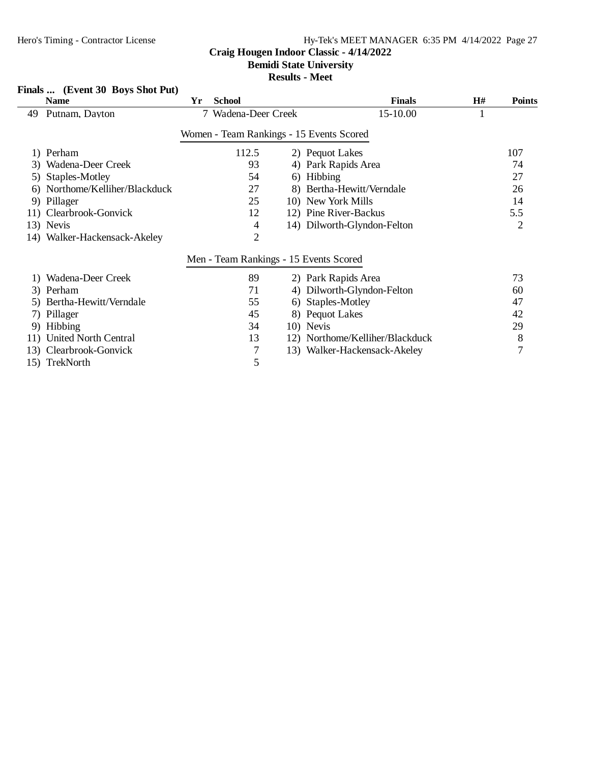### Craig Hougen Indoor Classic - 4/14/2022
### Bemidi State University
### Results - Meet

**Finals ... (Event 30 Boys Shot Put)**

| | Name | Yr | School | Finals | H# | Points |
|---|---|---|---|---|---|---|
| 49 | Putnam, Dayton | 7 | Wadena-Deer Creek | 15-10.00 | 1 | |

**Women - Team Rankings - 15 Events Scored**

| | | | | | |
|---|---|---|---|---|---|
| 1) | Perham | 112.5 | 2) | Pequot Lakes | 107 |
| 3) | Wadena-Deer Creek | 93 | 4) | Park Rapids Area | 74 |
| 5) | Staples-Motley | 54 | 6) | Hibbing | 27 |
| 6) | Northome/Kelliher/Blackduck | 27 | 8) | Bertha-Hewitt/Verndale | 26 |
| 9) | Pillager | 25 | 10) | New York Mills | 14 |
| 11) | Clearbrook-Gonvick | 12 | 12) | Pine River-Backus | 5.5 |
| 13) | Nevis | 4 | 14) | Dilworth-Glyndon-Felton | 2 |
| 14) | Walker-Hackensack-Akeley | 2 | | | |

**Men - Team Rankings - 15 Events Scored**

| | | | | | |
|---|---|---|---|---|---|
| 1) | Wadena-Deer Creek | 89 | 2) | Park Rapids Area | 73 |
| 3) | Perham | 71 | 4) | Dilworth-Glyndon-Felton | 60 |
| 5) | Bertha-Hewitt/Verndale | 55 | 6) | Staples-Motley | 47 |
| 7) | Pillager | 45 | 8) | Pequot Lakes | 42 |
| 9) | Hibbing | 34 | 10) | Nevis | 29 |
| 11) | United North Central | 13 | 12) | Northome/Kelliher/Blackduck | 8 |
| 13) | Clearbrook-Gonvick | 7 | 13) | Walker-Hackensack-Akeley | 7 |
| 15) | TrekNorth | 5 | | | |